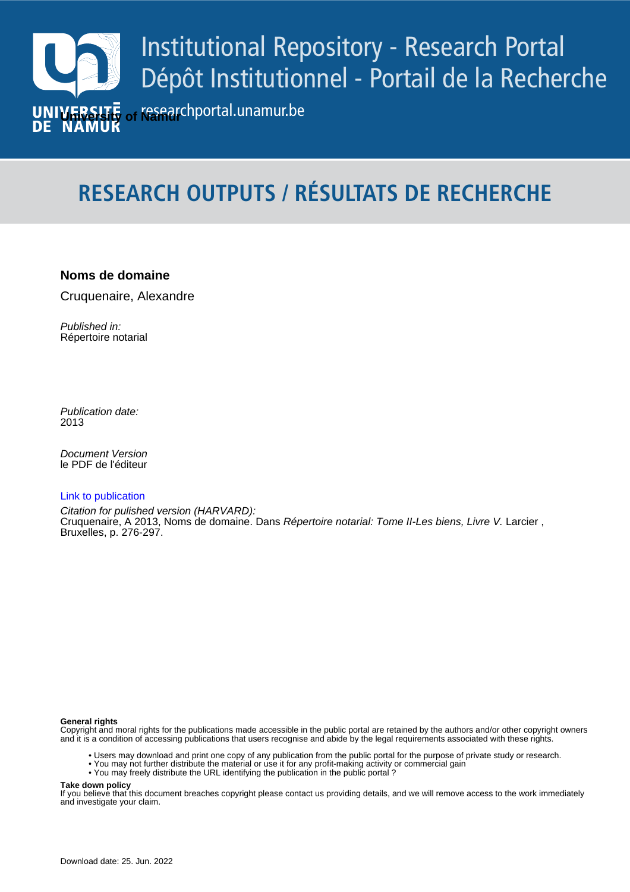Institutional Repository - Research Portal
Dépôt Institutionnel - Portail de la Recherche

researchportal.unamur.be

University of Namur

# RESEARCH OUTPUTS / RÉSULTATS DE RECHERCHE

**Noms de domaine**

Cruquenaire, Alexandre

*Published in:*
Répertoire notarial

*Publication date:*
2013

*Document Version*
le PDF de l'éditeur

Link to publication

*Citation for pulished version (HARVARD):*
Cruquenaire, A 2013, Noms de domaine. Dans *Répertoire notarial: Tome II-Les biens, Livre V.* Larcier , Bruxelles, p. 276-297.

**General rights**
Copyright and moral rights for the publications made accessible in the public portal are retained by the authors and/or other copyright owners and it is a condition of accessing publications that users recognise and abide by the legal requirements associated with these rights.

- Users may download and print one copy of any publication from the public portal for the purpose of private study or research.
- You may not further distribute the material or use it for any profit-making activity or commercial gain
- You may freely distribute the URL identifying the publication in the public portal ?

**Take down policy**
If you believe that this document breaches copyright please contact us providing details, and we will remove access to the work immediately and investigate your claim.

Download date: 25. Jun. 2022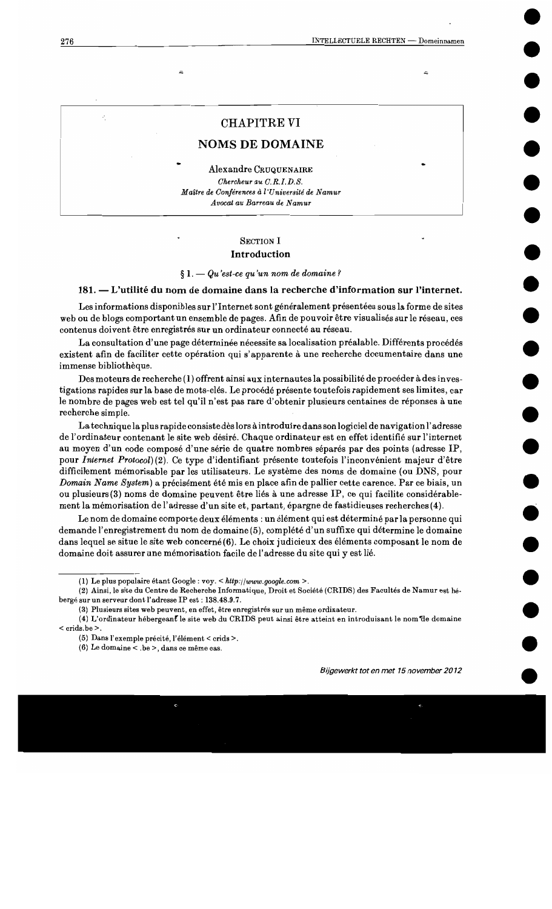# CHAPITRE VI

# NOMS DE DOMAINE

Alexandre CRUQUENAIRE

*Chercheur au C.R.I.D.S.*
*Maître de Conférences à l'Université de Namur*
*Avocat au Barreau de Namur*

## SECTION I
## Introduction

### § 1. — *Qu'est-ce qu'un nom de domaine ?*

#### 181. — L'utilité du nom de domaine dans la recherche d'information sur l'internet.

Les informations disponibles sur l'Internet sont généralement présentées sous la forme de sites web ou de blogs comportant un ensemble de pages. Afin de pouvoir être visualisés sur le réseau, ces contenus doivent être enregistrés sur un ordinateur connecté au réseau.

La consultation d'une page déterminée nécessite sa localisation préalable. Différents procédés existent afin de faciliter cette opération qui s'apparente à une recherche documentaire dans une immense bibliothèque.

Des moteurs de recherche (1) offrent ainsi aux internautes la possibilité de procéder à des investigations rapides sur la base de mots-clés. Le procédé présente toutefois rapidement ses limites, car le nombre de pages web est tel qu'il n'est pas rare d'obtenir plusieurs centaines de réponses à une recherche simple.

La technique la plus rapide consiste dès lors à introduire dans son logiciel de navigation l'adresse de l'ordinateur contenant le site web désiré. Chaque ordinateur est en effet identifié sur l'internet au moyen d'un code composé d'une série de quatre nombres séparés par des points (adresse IP, pour *Internet Protocol*) (2). Ce type d'identifiant présente toutefois l'inconvénient majeur d'être difficilement mémorisable par les utilisateurs. Le système des noms de domaine (ou DNS, pour *Domain Name System*) a précisément été mis en place afin de pallier cette carence. Par ce biais, un ou plusieurs (3) noms de domaine peuvent être liés à une adresse IP, ce qui facilite considérablement la mémorisation de l'adresse d'un site et, partant, épargne de fastidieuses recherches (4).

Le nom de domaine comporte deux éléments : un élément qui est déterminé par la personne qui demande l'enregistrement du nom de domaine (5), complété d'un suffixe qui détermine le domaine dans lequel se situe le site web concerné (6). Le choix judicieux des éléments composant le nom de domaine doit assurer une mémorisation facile de l'adresse du site qui y est lié.

---

(1) Le plus populaire étant Google : voy. < *http://www.google.com* >.

(2) Ainsi, le site du Centre de Recherche Informatique, Droit et Société (CRIDS) des Facultés de Namur est hébergé sur un serveur dont l'adresse IP est : 138.48.9.7.

(3) Plusieurs sites web peuvent, en effet, être enregistrés sur un même ordinateur.

(4) L'ordinateur hébergeant le site web du CRIDS peut ainsi être atteint en introduisant le nom de domaine < crids.be >.

(5) Dans l'exemple précité, l'élément < crids >.

(6) Le domaine < .be >, dans ce même cas.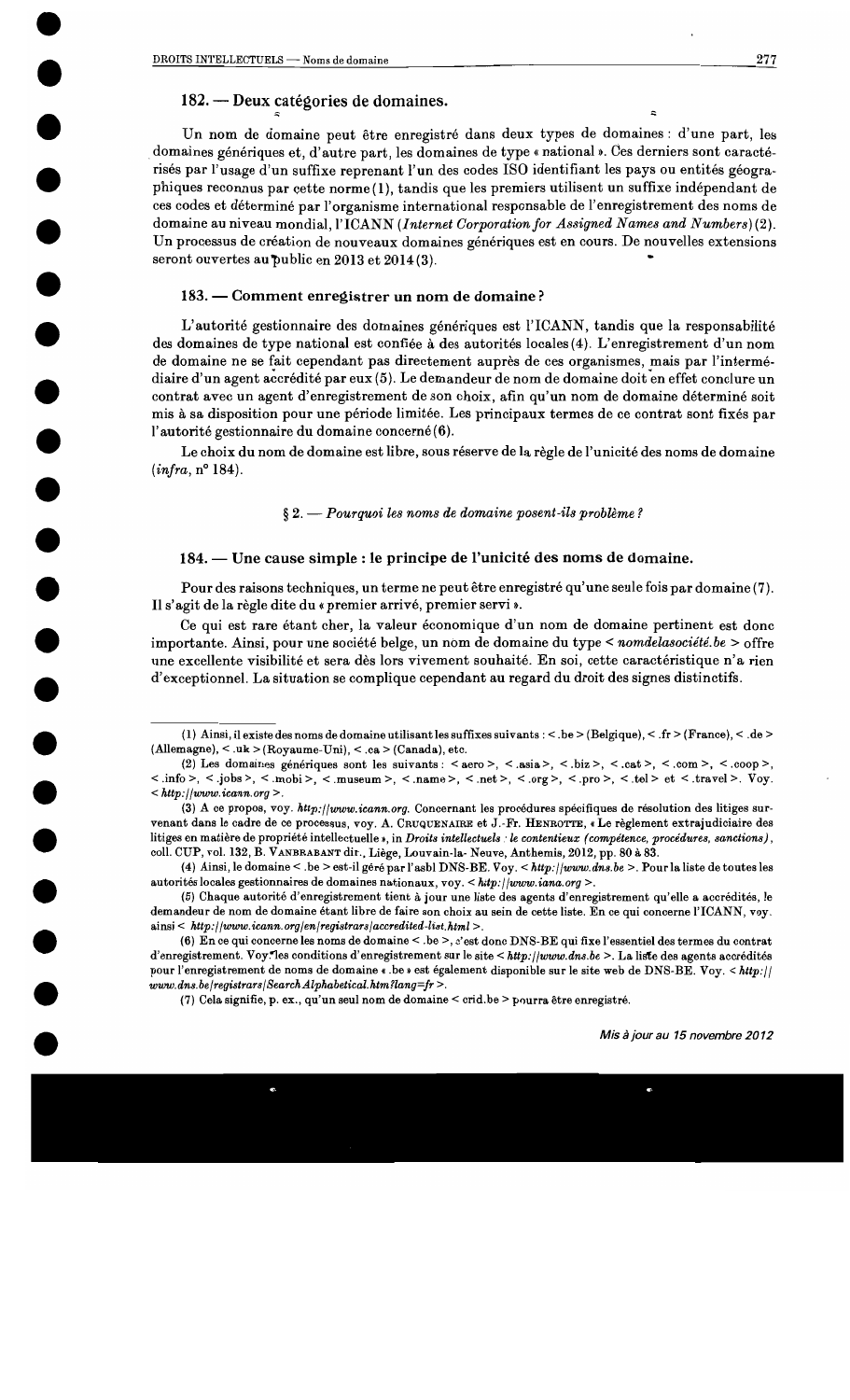### 182. — Deux catégories de domaines.

Un nom de domaine peut être enregistré dans deux types de domaines : d'une part, les domaines génériques et, d'autre part, les domaines de type « national ». Ces derniers sont caractérisés par l'usage d'un suffixe reprenant l'un des codes ISO identifiant les pays ou entités géographiques reconnus par cette norme (1), tandis que les premiers utilisent un suffixe indépendant de ces codes et déterminé par l'organisme international responsable de l'enregistrement des noms de domaine au niveau mondial, l'ICANN (*Internet Corporation for Assigned Names and Numbers*) (2). Un processus de création de nouveaux domaines génériques est en cours. De nouvelles extensions seront ouvertes au public en 2013 et 2014 (3).

### 183. — Comment enregistrer un nom de domaine ?

L'autorité gestionnaire des domaines génériques est l'ICANN, tandis que la responsabilité des domaines de type national est confiée à des autorités locales (4). L'enregistrement d'un nom de domaine ne se fait cependant pas directement auprès de ces organismes, mais par l'intermédiaire d'un agent accrédité par eux (5). Le demandeur de nom de domaine doit en effet conclure un contrat avec un agent d'enregistrement de son choix, afin qu'un nom de domaine déterminé soit mis à sa disposition pour une période limitée. Les principaux termes de ce contrat sont fixés par l'autorité gestionnaire du domaine concerné (6).

Le choix du nom de domaine est libre, sous réserve de la règle de l'unicité des noms de domaine (*infra*, n° 184).

§ 2. — *Pourquoi les noms de domaine posent-ils problème ?*

### 184. — Une cause simple : le principe de l'unicité des noms de domaine.

Pour des raisons techniques, un terme ne peut être enregistré qu'une seule fois par domaine (7). Il s'agit de la règle dite du « premier arrivé, premier servi ».

Ce qui est rare étant cher, la valeur économique d'un nom de domaine pertinent est donc importante. Ainsi, pour une société belge, un nom de domaine du type < *nomdelasociété.be* > offre une excellente visibilité et sera dès lors vivement souhaité. En soi, cette caractéristique n'a rien d'exceptionnel. La situation se complique cependant au regard du droit des signes distinctifs.

---

(1) Ainsi, il existe des noms de domaine utilisant les suffixes suivants : < .be > (Belgique), < .fr > (France), < .de > (Allemagne), < .uk > (Royaume-Uni), < .ca > (Canada), etc.

(2) Les domaines génériques sont les suivants : < aero >, < .asia >, < .biz >, < .cat >, < .com >, < .coop >, < .info >, < .jobs >, < .mobi >, < .museum >, < .name >, < .net >, < .org >, < .pro >, < .tel > et < .travel >. Voy. < *http://www.icann.org* >.

(3) A ce propos, voy. *http://www.icann.org*. Concernant les procédures spécifiques de résolution des litiges survenant dans le cadre de ce processus, voy. A. Cruquenaire et J.-Fr. Henrotte, « Le règlement extrajudiciaire des litiges en matière de propriété intellectuelle », in *Droits intellectuels : le contentieux (compétence, procédures, sanctions)*, coll. CUP, vol. 132, B. Vanbrabant dir., Liège, Louvain-la-Neuve, Anthemis, 2012, pp. 80 à 83.

(4) Ainsi, le domaine < .be > est-il géré par l'asbl DNS-BE. Voy. < *http://www.dns.be* >. Pour la liste de toutes les autorités locales gestionnaires de domaines nationaux, voy. < *http://www.iana.org* >.

(5) Chaque autorité d'enregistrement tient à jour une liste des agents d'enregistrement qu'elle a accrédités, le demandeur de nom de domaine étant libre de faire son choix au sein de cette liste. En ce qui concerne l'ICANN, voy. ainsi < *http://www.icann.org/en/registrars/accredited-list.html* >.

(6) En ce qui concerne les noms de domaine < .be >, c'est donc DNS-BE qui fixe l'essentiel des termes du contrat d'enregistrement. Voy. les conditions d'enregistrement sur le site < *http://www.dns.be* >. La liste des agents accrédités pour l'enregistrement de noms de domaine « .be » est également disponible sur le site web de DNS-BE. Voy. < *http://www.dns.be/registrars/SearchAlphabetical.htm?lang=fr* >.

(7) Cela signifie, p. ex., qu'un seul nom de domaine < crid.be > pourra être enregistré.

*Mis à jour au 15 novembre 2012*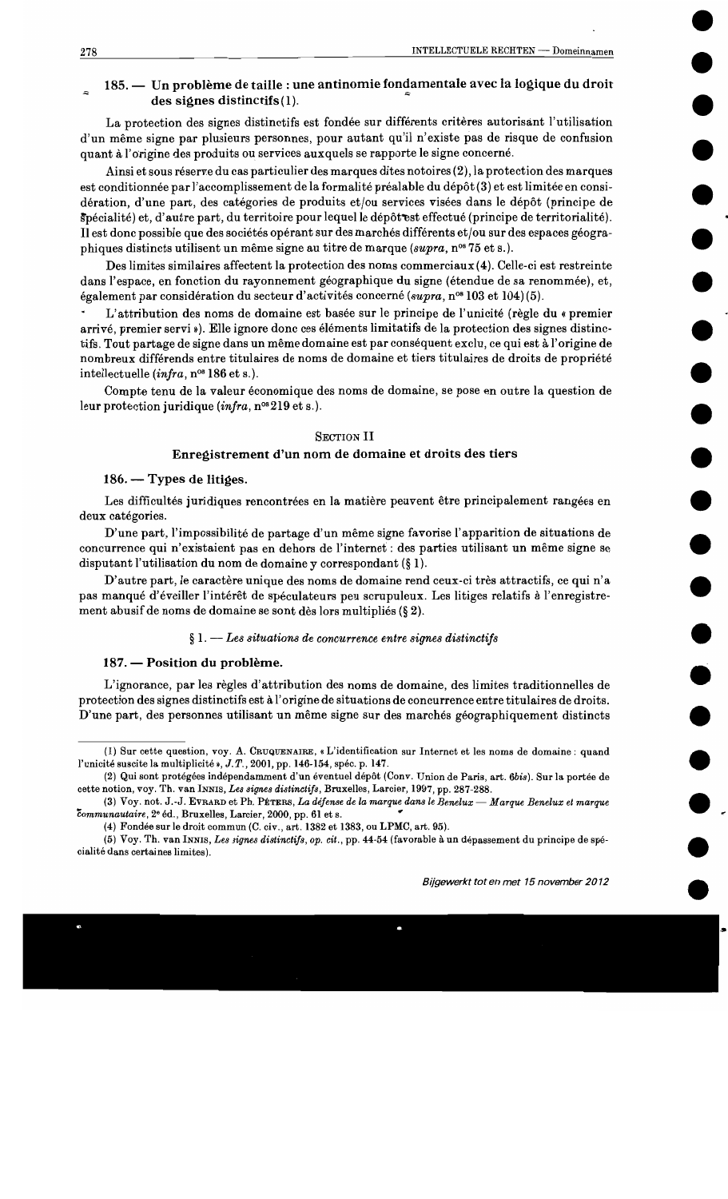### 185. — Un problème de taille : une antinomie fondamentale avec la logique du droit des signes distinctifs (1).

La protection des signes distinctifs est fondée sur différents critères autorisant l'utilisation d'un même signe par plusieurs personnes, pour autant qu'il n'existe pas de risque de confusion quant à l'origine des produits ou services auxquels se rapporte le signe concerné.

Ainsi et sous réserve du cas particulier des marques dites notoires (2), la protection des marques est conditionnée par l'accomplissement de la formalité préalable du dépôt (3) et est limitée en considération, d'une part, des catégories de produits et/ou services visées dans le dépôt (principe de spécialité) et, d'autre part, du territoire pour lequel le dépôt est effectué (principe de territorialité). Il est donc possible que des sociétés opérant sur des marchés différents et/ou sur des espaces géographiques distincts utilisent un même signe au titre de marque (*supra*, n$^{os}$ 75 et s.).

Des limites similaires affectent la protection des noms commerciaux (4). Celle-ci est restreinte dans l'espace, en fonction du rayonnement géographique du signe (étendue de sa renommée), et, également par considération du secteur d'activités concerné (*supra*, n$^{os}$ 103 et 104) (5).

L'attribution des noms de domaine est basée sur le principe de l'unicité (règle du « premier arrivé, premier servi »). Elle ignore donc ces éléments limitatifs de la protection des signes distinctifs. Tout partage de signe dans un même domaine est par conséquent exclu, ce qui est à l'origine de nombreux différends entre titulaires de noms de domaine et tiers titulaires de droits de propriété intellectuelle (*infra*, n$^{os}$ 186 et s.).

Compte tenu de la valeur économique des noms de domaine, se pose en outre la question de leur protection juridique (*infra*, n$^{os}$ 219 et s.).

## SECTION II

## Enregistrement d'un nom de domaine et droits des tiers

### 186. — Types de litiges.

Les difficultés juridiques rencontrées en la matière peuvent être principalement rangées en deux catégories.

D'une part, l'impossibilité de partage d'un même signe favorise l'apparition de situations de concurrence qui n'existaient pas en dehors de l'internet : des parties utilisant un même signe se disputant l'utilisation du nom de domaine y correspondant (§ 1).

D'autre part, le caractère unique des noms de domaine rend ceux-ci très attractifs, ce qui n'a pas manqué d'éveiller l'intérêt de spéculateurs peu scrupuleux. Les litiges relatifs à l'enregistrement abusif de noms de domaine se sont dès lors multipliés (§ 2).

#### § 1. — *Les situations de concurrence entre signes distinctifs*

### 187. — Position du problème.

L'ignorance, par les règles d'attribution des noms de domaine, des limites traditionnelles de protection des signes distinctifs est à l'origine de situations de concurrence entre titulaires de droits. D'une part, des personnes utilisant un même signe sur des marchés géographiquement distincts

---

(1) Sur cette question, voy. A. CRUQUENAIRE, « L'identification sur Internet et les noms de domaine : quand l'unicité suscite la multiplicité », *J.T.*, 2001, pp. 146-154, spéc. p. 147.

(2) Qui sont protégées indépendamment d'un éventuel dépôt (Conv. Union de Paris, art. *6bis*). Sur la portée de cette notion, voy. Th. van INNIS, *Les signes distinctifs*, Bruxelles, Larcier, 1997, pp. 287-288.

(3) Voy. not. J.-J. EVRARD et Ph. PÉTERS, *La défense de la marque dans le Benelux — Marque Benelux et marque communautaire*, 2e éd., Bruxelles, Larcier, 2000, pp. 61 et s.

(4) Fondée sur le droit commun (C. civ., art. 1382 et 1383, ou LPMC, art. 95).

(5) Voy. Th. van INNIS, *Les signes distinctifs*, *op. cit.*, pp. 44-54 (favorable à un dépassement du principe de spécialité dans certaines limites).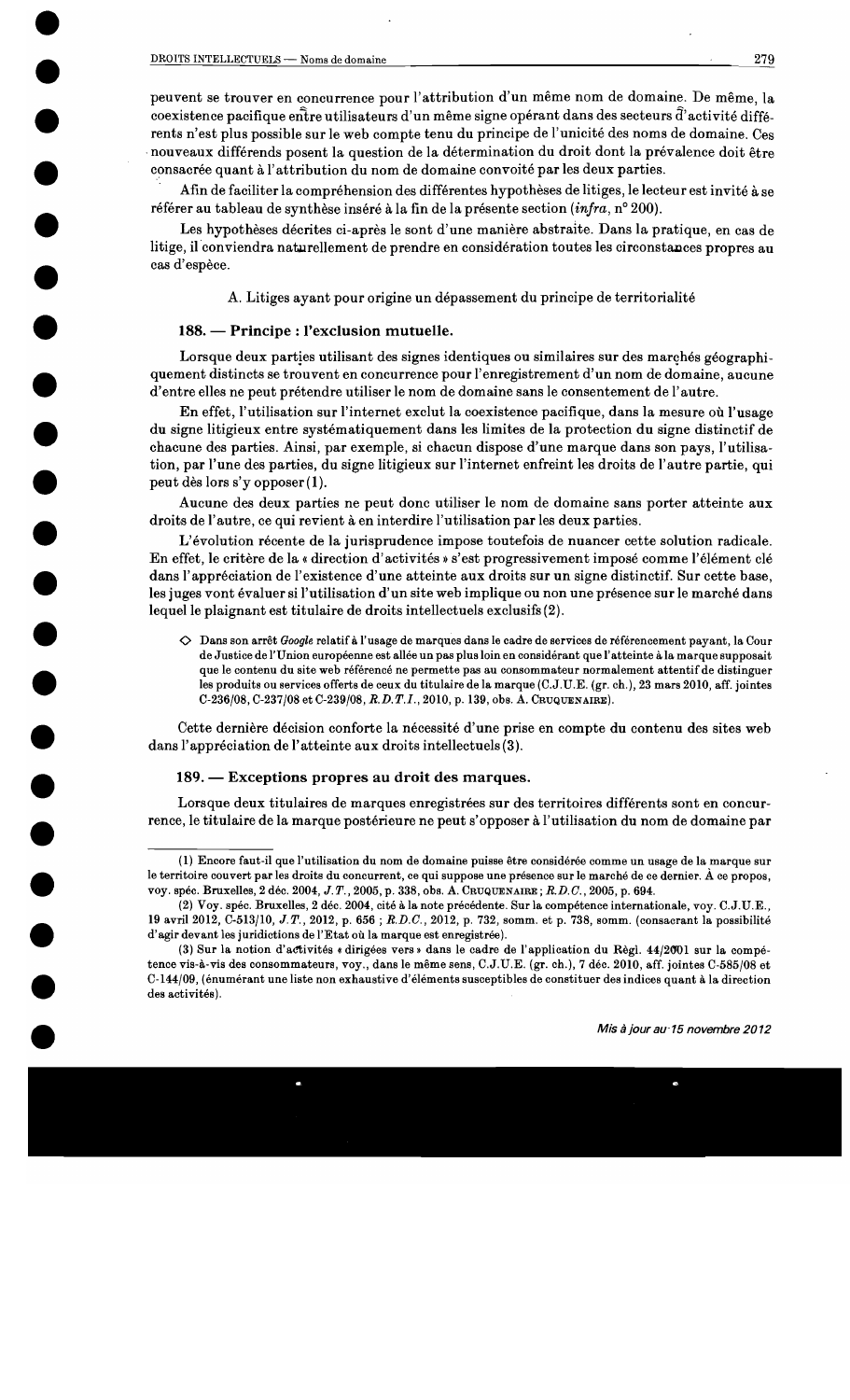peuvent se trouver en concurrence pour l'attribution d'un même nom de domaine. De même, la coexistence pacifique entre utilisateurs d'un même signe opérant dans des secteurs d'activité différents n'est plus possible sur le web compte tenu du principe de l'unicité des noms de domaine. Ces nouveaux différends posent la question de la détermination du droit dont la prévalence doit être consacrée quant à l'attribution du nom de domaine convoité par les deux parties.

Afin de faciliter la compréhension des différentes hypothèses de litiges, le lecteur est invité à se référer au tableau de synthèse inséré à la fin de la présente section (*infra*, n° 200).

Les hypothèses décrites ci-après le sont d'une manière abstraite. Dans la pratique, en cas de litige, il conviendra naturellement de prendre en considération toutes les circonstances propres au cas d'espèce.

A. Litiges ayant pour origine un dépassement du principe de territorialité

### 188. — Principe : l'exclusion mutuelle.

Lorsque deux parties utilisant des signes identiques ou similaires sur des marchés géographiquement distincts se trouvent en concurrence pour l'enregistrement d'un nom de domaine, aucune d'entre elles ne peut prétendre utiliser le nom de domaine sans le consentement de l'autre.

En effet, l'utilisation sur l'internet exclut la coexistence pacifique, dans la mesure où l'usage du signe litigieux entre systématiquement dans les limites de la protection du signe distinctif de chacune des parties. Ainsi, par exemple, si chacun dispose d'une marque dans son pays, l'utilisation, par l'une des parties, du signe litigieux sur l'internet enfreint les droits de l'autre partie, qui peut dès lors s'y opposer (1).

Aucune des deux parties ne peut donc utiliser le nom de domaine sans porter atteinte aux droits de l'autre, ce qui revient à en interdire l'utilisation par les deux parties.

L'évolution récente de la jurisprudence impose toutefois de nuancer cette solution radicale. En effet, le critère de la « direction d'activités » s'est progressivement imposé comme l'élément clé dans l'appréciation de l'existence d'une atteinte aux droits sur un signe distinctif. Sur cette base, les juges vont évaluer si l'utilisation d'un site web implique ou non une présence sur le marché dans lequel le plaignant est titulaire de droits intellectuels exclusifs (2).

◇ Dans son arrêt *Google* relatif à l'usage de marques dans le cadre de services de référencement payant, la Cour de Justice de l'Union européenne est allée un pas plus loin en considérant que l'atteinte à la marque supposait que le contenu du site web référencé ne permette pas au consommateur normalement attentif de distinguer les produits ou services offerts de ceux du titulaire de la marque (C.J.U.E. (gr. ch.), 23 mars 2010, aff. jointes C-236/08, C-237/08 et C-239/08, *R.D.T.I.*, 2010, p. 139, obs. A. Cruquenaire).

Cette dernière décision conforte la nécessité d'une prise en compte du contenu des sites web dans l'appréciation de l'atteinte aux droits intellectuels (3).

### 189. — Exceptions propres au droit des marques.

Lorsque deux titulaires de marques enregistrées sur des territoires différents sont en concurrence, le titulaire de la marque postérieure ne peut s'opposer à l'utilisation du nom de domaine par

---

(1) Encore faut-il que l'utilisation du nom de domaine puisse être considérée comme un usage de la marque sur le territoire couvert par les droits du concurrent, ce qui suppose une présence sur le marché de ce dernier. À ce propos, voy. spéc. Bruxelles, 2 déc. 2004, *J.T.*, 2005, p. 338, obs. A. Cruquenaire ; *R.D.C.*, 2005, p. 694.

(2) Voy. spéc. Bruxelles, 2 déc. 2004, cité à la note précédente. Sur la compétence internationale, voy. C.J.U.E., 19 avril 2012, C-513/10, *J.T.*, 2012, p. 656 ; *R.D.C.*, 2012, p. 732, somm. et p. 738, somm. (consacrant la possibilité d'agir devant les juridictions de l'Etat où la marque est enregistrée).

(3) Sur la notion d'activités « dirigées vers » dans le cadre de l'application du Règl. 44/2001 sur la compétence vis-à-vis des consommateurs, voy., dans le même sens, C.J.U.E. (gr. ch.), 7 déc. 2010, aff. jointes C-585/08 et C-144/09, (énumérant une liste non exhaustive d'éléments susceptibles de constituer des indices quant à la direction des activités).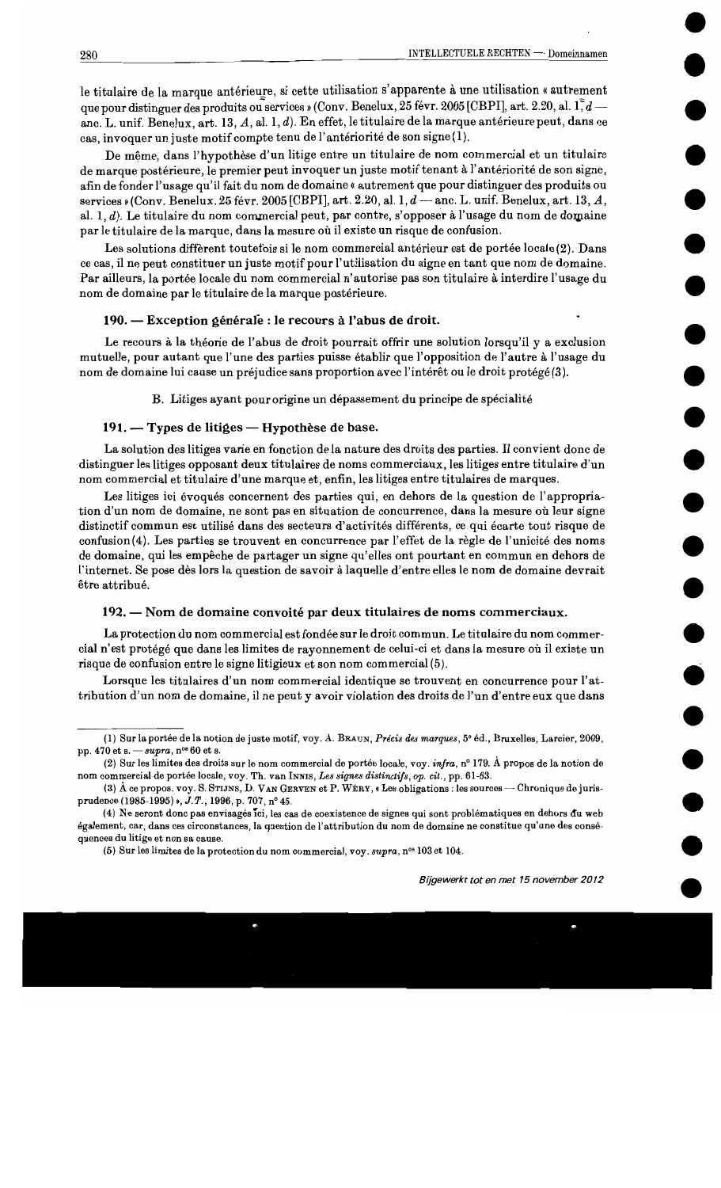le titulaire de la marque antérieure, si cette utilisation s'apparente à une utilisation « autrement que pour distinguer des produits ou services » (Conv. Benelux, 25 févr. 2005 [CBPI], art. 2.20, al. 1, d — anc. L. unif. Benelux, art. 13, A, al. 1, d). En effet, le titulaire de la marque antérieure peut, dans ce cas, invoquer un juste motif compte tenu de l'antériorité de son signe (1).

De même, dans l'hypothèse d'un litige entre un titulaire de nom commercial et un titulaire de marque postérieure, le premier peut invoquer un juste motif tenant à l'antériorité de son signe, afin de fonder l'usage qu'il fait du nom de domaine « autrement que pour distinguer des produits ou services » (Conv. Benelux, 25 févr. 2005 [CBPI], art. 2.20, al. 1, d — anc. L. unif. Benelux, art. 13, A, al. 1, d). Le titulaire du nom commercial peut, par contre, s'opposer à l'usage du nom de domaine par le titulaire de la marque, dans la mesure où il existe un risque de confusion.

Les solutions diffèrent toutefois si le nom commercial antérieur est de portée locale (2). Dans ce cas, il ne peut constituer un juste motif pour l'utilisation du signe en tant que nom de domaine. Par ailleurs, la portée locale du nom commercial n'autorise pas son titulaire à interdire l'usage du nom de domaine par le titulaire de la marque postérieure.

### 190. — Exception générale : le recours à l'abus de droit.

Le recours à la théorie de l'abus de droit pourrait offrir une solution lorsqu'il y a exclusion mutuelle, pour autant que l'une des parties puisse établir que l'opposition de l'autre à l'usage du nom de domaine lui cause un préjudice sans proportion avec l'intérêt ou le droit protégé (3).

B. Litiges ayant pour origine un dépassement du principe de spécialité

### 191. — Types de litiges — Hypothèse de base.

La solution des litiges varie en fonction de la nature des droits des parties. Il convient donc de distinguer les litiges opposant deux titulaires de noms commerciaux, les litiges entre titulaire d'un nom commercial et titulaire d'une marque et, enfin, les litiges entre titulaires de marques.

Les litiges ici évoqués concernent des parties qui, en dehors de la question de l'appropriation d'un nom de domaine, ne sont pas en situation de concurrence, dans la mesure où leur signe distinctif commun est utilisé dans des secteurs d'activités différents, ce qui écarte tout risque de confusion (4). Les parties se trouvent en concurrence par l'effet de la règle de l'unicité des noms de domaine, qui les empêche de partager un signe qu'elles ont pourtant en commun en dehors de l'internet. Se pose dès lors la question de savoir à laquelle d'entre elles le nom de domaine devrait être attribué.

### 192. — Nom de domaine convoité par deux titulaires de noms commerciaux.

La protection du nom commercial est fondée sur le droit commun. Le titulaire du nom commercial n'est protégé que dans les limites de rayonnement de celui-ci et dans la mesure où il existe un risque de confusion entre le signe litigieux et son nom commercial (5).

Lorsque les titulaires d'un nom commercial identique se trouvent en concurrence pour l'attribution d'un nom de domaine, il ne peut y avoir violation des droits de l'un d'entre eux que dans

---

(1) Sur la portée de la notion de juste motif, voy. A. Braun, *Précis des marques*, 5e éd., Bruxelles, Larcier, 2009, pp. 470 et s. — *supra*, nos 60 et s.

(2) Sur les limites des droits sur le nom commercial de portée locale, voy. *infra*, n° 179. À propos de la notion de nom commercial de portée locale, voy. Th. van Innis, *Les signes distinctifs*, *op. cit.*, pp. 61-63.

(3) À ce propos, voy. S. Stijns, D. Van Gerven et P. Wéry, « Les obligations : les sources — Chronique de jurisprudence (1985-1995) », *J.T.*, 1996, p. 707, n° 45.

(4) Ne seront donc pas envisagés ici, les cas de coexistence de signes qui sont problématiques en dehors du web également, car, dans ces circonstances, la question de l'attribution du nom de domaine ne constitue qu'une des conséquences du litige et non sa cause.

(5) Sur les limites de la protection du nom commercial, voy. *supra*, nos 103 et 104.

*Bijgewerkt tot en met 15 november 2012*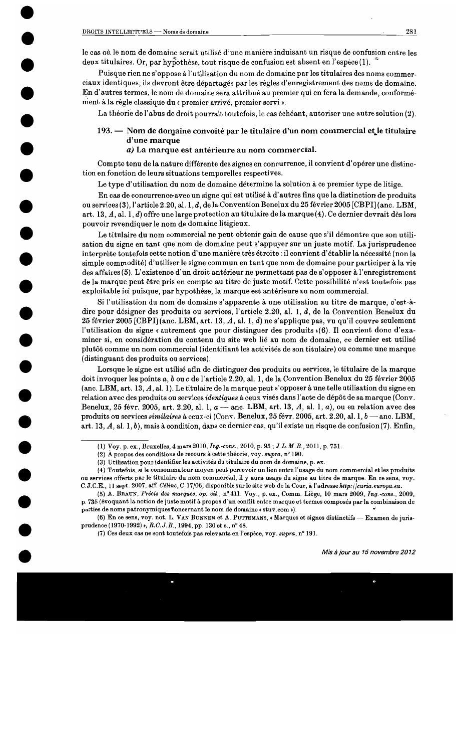le cas où le nom de domaine serait utilisé d'une manière induisant un risque de confusion entre les deux titulaires. Or, par hypothèse, tout risque de confusion est absent en l'espèce (1).

Puisque rien ne s'oppose à l'utilisation du nom de domaine par les titulaires des noms commerciaux identiques, ils devront être départagés par les règles d'enregistrement des noms de domaine. En d'autres termes, le nom de domaine sera attribué au premier qui en fera la demande, conformément à la règle classique du « premier arrivé, premier servi ».

La théorie de l'abus de droit pourrait toutefois, le cas échéant, autoriser une autre solution (2).

### 193. — Nom de domaine convoité par le titulaire d'un nom commercial et le titulaire d'une marque

#### *a)* La marque est antérieure au nom commercial.

Compte tenu de la nature différente des signes en concurrence, il convient d'opérer une distinction en fonction de leurs situations temporelles respectives.

Le type d'utilisation du nom de domaine détermine la solution à ce premier type de litige.

En cas de concurrence avec un signe qui est utilisé à d'autres fins que la distinction de produits ou services (3), l'article 2.20, al. 1, *d*, de la Convention Benelux du 25 février 2005 [CBPI] (anc. LBM, art. 13, *A*, al. 1, *d*) offre une large protection au titulaire de la marque (4). Ce dernier devrait dès lors pouvoir revendiquer le nom de domaine litigieux.

Le titulaire du nom commercial ne peut obtenir gain de cause que s'il démontre que son utilisation du signe en tant que nom de domaine peut s'appuyer sur un juste motif. La jurisprudence interprète toutefois cette notion d'une manière très étroite : il convient d'établir la nécessité (non la simple commodité) d'utiliser le signe commun en tant que nom de domaine pour participer à la vie des affaires (5). L'existence d'un droit antérieur ne permettant pas de s'opposer à l'enregistrement de la marque peut être pris en compte au titre de juste motif. Cette possibilité n'est toutefois pas exploitable ici puisque, par hypothèse, la marque est antérieure au nom commercial.

Si l'utilisation du nom de domaine s'apparente à une utilisation au titre de marque, c'est-à-dire pour désigner des produits ou services, l'article 2.20, al. 1, *d*, de la Convention Benelux du 25 février 2005 [CBPI] (anc. LBM, art. 13, *A*, al. 1, *d*) ne s'applique pas, vu qu'il couvre seulement l'utilisation du signe « autrement que pour distinguer des produits » (6). Il convient donc d'examiner si, en considération du contenu du site web lié au nom de domaine, ce dernier est utilisé plutôt comme un nom commercial (identifiant les activités de son titulaire) ou comme une marque (distinguant des produits ou services).

Lorsque le signe est utilisé afin de distinguer des produits ou services, le titulaire de la marque doit invoquer les points *a*, *b* ou *c* de l'article 2.20, al. 1, de la Convention Benelux du 25 février 2005 (anc. LBM, art. 13, *A*, al. 1). Le titulaire de la marque peut s'opposer à une telle utilisation du signe en relation avec des produits ou services *identiques* à ceux visés dans l'acte de dépôt de sa marque (Conv. Benelux, 25 févr. 2005, art. 2.20, al. 1, *a* — anc. LBM, art. 13, *A*, al. 1, *a*), ou en relation avec des produits ou services *similaires* à ceux-ci (Conv. Benelux, 25 févr. 2005, art. 2.20, al. 1, *b* — anc. LBM, art. 13, *A*, al. 1, *b*), mais à condition, dans ce dernier cas, qu'il existe un risque de confusion (7). Enfin,

---

(1) Voy. p. ex., Bruxelles, 4 mars 2010, *Ing.-cons.*, 2010, p. 95 ; *J.L.M.B.*, 2011, p. 751.

(2) À propos des conditions de recours à cette théorie, voy. *supra*, n° 190.

(3) Utilisation pour identifier les activités du titulaire du nom de domaine, p. ex.

(4) Toutefois, si le consommateur moyen peut percevoir un lien entre l'usage du nom commercial et les produits ou services offerts par le titulaire du nom commercial, il y aura usage du signe au titre de marque. En ce sens, voy. C.J.C.E., 11 sept. 2007, aff. *Céline*, C-17/06, disponible sur le site web de la Cour, à l'adresse *http://curia.europa.eu*.

(5) A. Braun, *Précis des marques*, *op. cit.*, n° 411. Voy., p. ex., Comm. Liège, 10 mars 2009, *Ing.-cons.*, 2009, p. 735 (évoquant la notion de juste motif à propos d'un conflit entre marque et termes composés par la combinaison de parties de noms patronymiques concernant le nom de domaine « stuv.com »).

(6) En ce sens, voy. not. L. Van Bunnen et A. Puttemans, « Marques et signes distinctifs — Examen de jurisprudence (1970-1992) », *R.C.J.B.*, 1994, pp. 130 et s., n° 48.

(7) Ces deux cas ne sont toutefois pas relevants en l'espèce, voy. *supra*, n° 191.

*Mis à jour au 15 novembre 2012*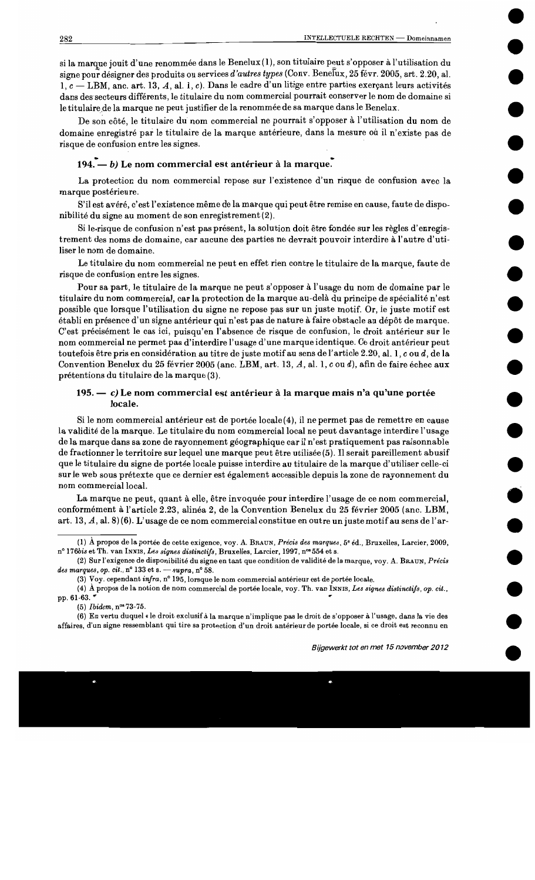si la marque jouit d'une renommée dans le Benelux (1), son titulaire peut s'opposer à l'utilisation du signe pour désigner des produits ou services *d'autres types* (Conv. Benelux, 25 févr. 2005, art. 2.20, al. 1, *c* — LBM, anc. art. 13, *A*, al. 1, *c*). Dans le cadre d'un litige entre parties exerçant leurs activités dans des secteurs différents, le titulaire du nom commercial pourrait conserver le nom de domaine si le titulaire de la marque ne peut justifier de la renommée de sa marque dans le Benelux.

De son côté, le titulaire du nom commercial ne pourrait s'opposer à l'utilisation du nom de domaine enregistré par le titulaire de la marque antérieure, dans la mesure où il n'existe pas de risque de confusion entre les signes.

### 194. — *b)* Le nom commercial est antérieur à la marque.

La protection du nom commercial repose sur l'existence d'un risque de confusion avec la marque postérieure.

S'il est avéré, c'est l'existence même de la marque qui peut être remise en cause, faute de disponibilité du signe au moment de son enregistrement (2).

Si le risque de confusion n'est pas présent, la solution doit être fondée sur les règles d'enregistrement des noms de domaine, car aucune des parties ne devrait pouvoir interdire à l'autre d'utiliser le nom de domaine.

Le titulaire du nom commercial ne peut en effet rien contre le titulaire de la marque, faute de risque de confusion entre les signes.

Pour sa part, le titulaire de la marque ne peut s'opposer à l'usage du nom de domaine par le titulaire du nom commercial, car la protection de la marque au-delà du principe de spécialité n'est possible que lorsque l'utilisation du signe ne repose pas sur un juste motif. Or, le juste motif est établi en présence d'un signe antérieur qui n'est pas de nature à faire obstacle au dépôt de marque. C'est précisément le cas ici, puisqu'en l'absence de risque de confusion, le droit antérieur sur le nom commercial ne permet pas d'interdire l'usage d'une marque identique. Ce droit antérieur peut toutefois être pris en considération au titre de juste motif au sens de l'article 2.20, al. 1, *c* ou *d*, de la Convention Benelux du 25 février 2005 (anc. LBM, art. 13, *A*, al. 1, *c* ou *d*), afin de faire échec aux prétentions du titulaire de la marque (3).

### 195. — *c)* Le nom commercial est antérieur à la marque mais n'a qu'une portée locale.

Si le nom commercial antérieur est de portée locale (4), il ne permet pas de remettre en cause la validité de la marque. Le titulaire du nom commercial local ne peut davantage interdire l'usage de la marque dans sa zone de rayonnement géographique car il n'est pratiquement pas raisonnable de fractionner le territoire sur lequel une marque peut être utilisée (5). Il serait pareillement abusif que le titulaire du signe de portée locale puisse interdire au titulaire de la marque d'utiliser celle-ci sur le web sous prétexte que ce dernier est également accessible depuis la zone de rayonnement du nom commercial local.

La marque ne peut, quant à elle, être invoquée pour interdire l'usage de ce nom commercial, conformément à l'article 2.23, alinéa 2, de la Convention Benelux du 25 février 2005 (anc. LBM, art. 13, *A*, al. 8) (6). L'usage de ce nom commercial constitue en outre un juste motif au sens de l'ar-

---

(1) À propos de la portée de cette exigence, voy. A. BRAUN, *Précis des marques*, 5e éd., Bruxelles, Larcier, 2009, n° 176*bis* et Th. van INNIS, *Les signes distinctifs*, Bruxelles, Larcier, 1997, nos 554 et s.

(2) Sur l'exigence de disponibilité du signe en tant que condition de validité de la marque, voy. A. BRAUN, *Précis des marques*, *op. cit.*, n° 133 et s. — *supra*, n° 58.

(3) Voy. cependant *infra*, n° 195, lorsque le nom commercial antérieur est de portée locale.

(4) À propos de la notion de nom commercial de portée locale, voy. Th. van INNIS, *Les signes distinctifs*, *op. cit.*, pp. 61-63.

(5) *Ibidem*, nos 73-75.

(6) En vertu duquel « le droit exclusif à la marque n'implique pas le droit de s'opposer à l'usage, dans la vie des affaires, d'un signe ressemblant qui tire sa protection d'un droit antérieur de portée locale, si ce droit est reconnu en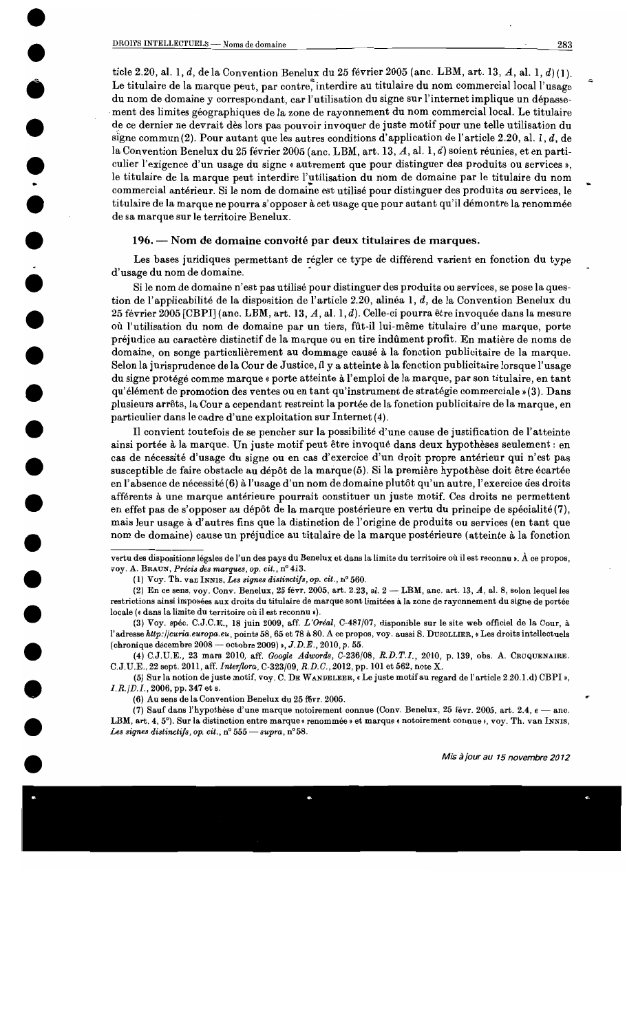ticle 2.20, al. 1, *d*, de la Convention Benelux du 25 février 2005 (anc. LBM, art. 13, *A*, al. 1, *d*) (1). Le titulaire de la marque peut, par contre, interdire au titulaire du nom commercial local l'usage du nom de domaine y correspondant, car l'utilisation du signe sur l'internet implique un dépassement des limites géographiques de la zone de rayonnement du nom commercial local. Le titulaire de ce dernier ne devrait dès lors pas pouvoir invoquer de juste motif pour une telle utilisation du signe commun (2). Pour autant que les autres conditions d'application de l'article 2.20, al. 1, *d*, de la Convention Benelux du 25 février 2005 (anc. LBM, art. 13, *A*, al. 1, *d*) soient réunies, et en particulier l'exigence d'un usage du signe « autrement que pour distinguer des produits ou services », le titulaire de la marque peut interdire l'utilisation du nom de domaine par le titulaire du nom commercial antérieur. Si le nom de domaine est utilisé pour distinguer des produits ou services, le titulaire de la marque ne pourra s'opposer à cet usage que pour autant qu'il démontre la renommée de sa marque sur le territoire Benelux.

### 196. — Nom de domaine convoité par deux titulaires de marques.

Les bases juridiques permettant de régler ce type de différend varient en fonction du type d'usage du nom de domaine.

Si le nom de domaine n'est pas utilisé pour distinguer des produits ou services, se pose la question de l'applicabilité de la disposition de l'article 2.20, alinéa 1, *d*, de la Convention Benelux du 25 février 2005 [CBPI] (anc. LBM, art. 13, *A*, al. 1, *d*). Celle-ci pourra être invoquée dans la mesure où l'utilisation du nom de domaine par un tiers, fût-il lui-même titulaire d'une marque, porte préjudice au caractère distinctif de la marque ou en tire indûment profit. En matière de noms de domaine, on songe particulièrement au dommage causé à la fonction publicitaire de la marque. Selon la jurisprudence de la Cour de Justice, il y a atteinte à la fonction publicitaire lorsque l'usage du signe protégé comme marque « porte atteinte à l'emploi de la marque, par son titulaire, en tant qu'élément de promotion des ventes ou en tant qu'instrument de stratégie commerciale » (3). Dans plusieurs arrêts, la Cour a cependant restreint la portée de la fonction publicitaire de la marque, en particulier dans le cadre d'une exploitation sur Internet (4).

Il convient toutefois de se pencher sur la possibilité d'une cause de justification de l'atteinte ainsi portée à la marque. Un juste motif peut être invoqué dans deux hypothèses seulement : en cas de nécessité d'usage du signe ou en cas d'exercice d'un droit propre antérieur qui n'est pas susceptible de faire obstacle au dépôt de la marque (5). Si la première hypothèse doit être écartée en l'absence de nécessité (6) à l'usage d'un nom de domaine plutôt qu'un autre, l'exercice des droits afférents à une marque antérieure pourrait constituer un juste motif. Ces droits ne permettent en effet pas de s'opposer au dépôt de la marque postérieure en vertu du principe de spécialité (7), mais leur usage à d'autres fins que la distinction de l'origine de produits ou services (en tant que nom de domaine) cause un préjudice au titulaire de la marque postérieure (atteinte à la fonction

---

vertu des dispositions légales de l'un des pays du Benelux et dans la limite du territoire où il est reconnu ». À ce propos, voy. A. BRAUN, *Précis des marques*, *op. cit.*, n° 413.

(1) Voy. Th. VAN INNIS, *Les signes distinctifs*, *op. cit.*, n° 560.

(2) En ce sens, voy. Conv. Benelux, 25 févr. 2005, art. 2.23, al. 2 — LBM, anc. art. 13, *A*, al. 8, selon lequel les restrictions ainsi imposées aux droits du titulaire de marque sont limitées à la zone de rayonnement du signe de portée locale (« dans la limite du territoire où il est reconnu »).

(3) Voy. spéc. C.J.C.E., 18 juin 2009, aff. *L'Oréal*, C-487/07, disponible sur le site web officiel de la Cour, à l'adresse *http://curia.europa.eu*, points 58, 65 et 78 à 80. A ce propos, voy. aussi S. DUSOLLIER, « Les droits intellectuels (chronique décembre 2008 — octobre 2009) », *J.D.E.*, 2010, p. 55.

(4) C.J.U.E., 23 mars 2010, aff. *Google Adwords*, C-236/08, *R.D.T.I.*, 2010, p. 139, obs. A. CRUQUENAIRE. C.J.U.E., 22 sept. 2011, aff. *Interflora*, C-323/09, *R.D.C.*, 2012, pp. 101 et 562, note X.

(5) Sur la notion de juste motif, voy. C. DE WANDELEER, « Le juste motif au regard de l'article 2.20.1.d) CBPI », *I.R./D.I.*, 2006, pp. 347 et s.

(6) Au sens de la Convention Benelux du 25 févr. 2005.

(7) Sauf dans l'hypothèse d'une marque notoirement connue (Conv. Benelux, 25 févr. 2005, art. 2.4, *e* — anc. LBM, art. 4, 5°). Sur la distinction entre marque « renommée » et marque « notoirement connue », voy. Th. van INNIS, *Les signes distinctifs*, *op. cit.*, n° 555 — *supra*, n° 58.

*Mis à jour au 15 novembre 2012*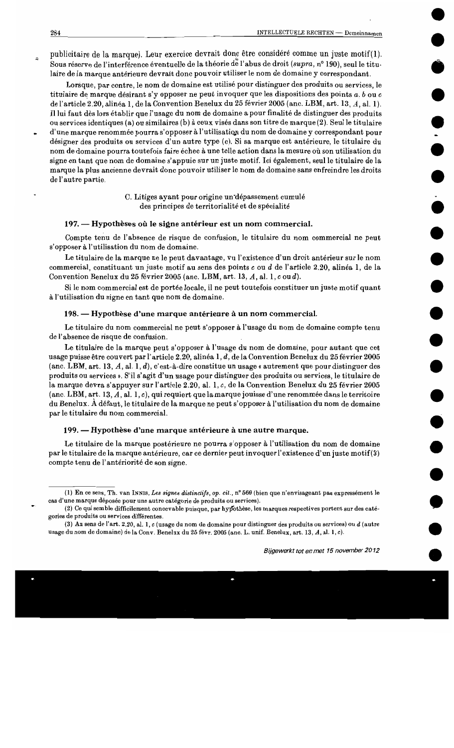publicitaire de la marque). Leur exercice devrait donc être considéré comme un juste motif(1). Sous réserve de l'interférence éventuelle de la théorie de l'abus de droit (*supra*, n° 190), seul le titulaire de la marque antérieure devrait donc pouvoir utiliser le nom de domaine y correspondant.

Lorsque, par contre, le nom de domaine est utilisé pour distinguer des produits ou services, le titulaire de marque désirant s'y opposer ne peut invoquer que les dispositions des points *a*. *b* ou *c* de l'article 2.20, alinéa 1, de la Convention Benelux du 25 février 2005 (anc. LBM, art. 13, *A*, al. 1). Il lui faut dès lors établir que l'usage du nom de domaine a pour finalité de distinguer des produits ou services identiques (a) ou similaires (b) à ceux visés dans son titre de marque(2). Seul le titulaire d'une marque renommée pourra s'opposer à l'utilisation du nom de domaine y correspondant pour désigner des produits ou services d'un autre type (c). Si sa marque est antérieure, le titulaire du nom de domaine pourra toutefois faire échec à une telle action dans la mesure où son utilisation du signe en tant que nom de domaine s'appuie sur un juste motif. Ici également, seul le titulaire de la marque la plus ancienne devrait donc pouvoir utiliser le nom de domaine sans enfreindre les droits de l'autre partie.

C. Litiges ayant pour origine un dépassement cumulé des principes de territorialité et de spécialité

### 197. — Hypothèses où le signe antérieur est un nom commercial.

Compte tenu de l'absence de risque de confusion, le titulaire du nom commercial ne peut s'opposer à l'utilisation du nom de domaine.

Le titulaire de la marque ne le peut davantage, vu l'existence d'un droit antérieur sur le nom commercial, constituant un juste motif au sens des points *c* ou *d* de l'article 2.20, alinéa 1, de la Convention Benelux du 25 février 2005 (anc. LBM, art. 13, *A*, al. 1, *c* ou *d*).

Si le nom commercial est de portée locale, il ne peut toutefois constituer un juste motif quant à l'utilisation du signe en tant que nom de domaine.

### 198. — Hypothèse d'une marque antérieure à un nom commercial.

Le titulaire du nom commercial ne peut s'opposer à l'usage du nom de domaine compte tenu de l'absence de risque de confusion.

Le titulaire de la marque peut s'opposer à l'usage du nom de domaine, pour autant que cet usage puisse être couvert par l'article 2.20, alinéa 1, *d*, de la Convention Benelux du 25 février 2005 (anc. LBM, art. 13, *A*, al. 1, *d*), c'est-à-dire constitue un usage « autrement que pour distinguer des produits ou services ». S'il s'agit d'un usage pour distinguer des produits ou services, le titulaire de la marque devra s'appuyer sur l'article 2.20, al. 1, *c*, de la Convention Benelux du 25 février 2005 (anc. LBM, art. 13, *A*, al. 1, *c*), qui requiert que la marque jouisse d'une renommée dans le territoire du Benelux. À défaut, le titulaire de la marque ne peut s'opposer à l'utilisation du nom de domaine par le titulaire du nom commercial.

### 199. — Hypothèse d'une marque antérieure à une autre marque.

Le titulaire de la marque postérieure ne pourra s'opposer à l'utilisation du nom de domaine par le titulaire de la marque antérieure, car ce dernier peut invoquer l'existence d'un juste motif(3) compte tenu de l'antériorité de son signe.

---

(1) En ce sens, Th. van Innis, *Les signes distinctifs*, *op. cit.*, n° 560 (bien que n'envisageant pas expressément le cas d'une marque déposée pour une autre catégorie de produits ou services).

(2) Ce qui semble difficilement concevable puisque, par hypothèse, les marques respectives portent sur des catégories de produits ou services différentes.

(3) Au sens de l'art. 2.20, al. 1, *c* (usage du nom de domaine pour distinguer des produits ou services) ou *d* (autre usage du nom de domaine) de la Conv. Benelux du 25 févr. 2005 (anc. L. unif. Benelux, art. 13, *A*, al. 1, *c*).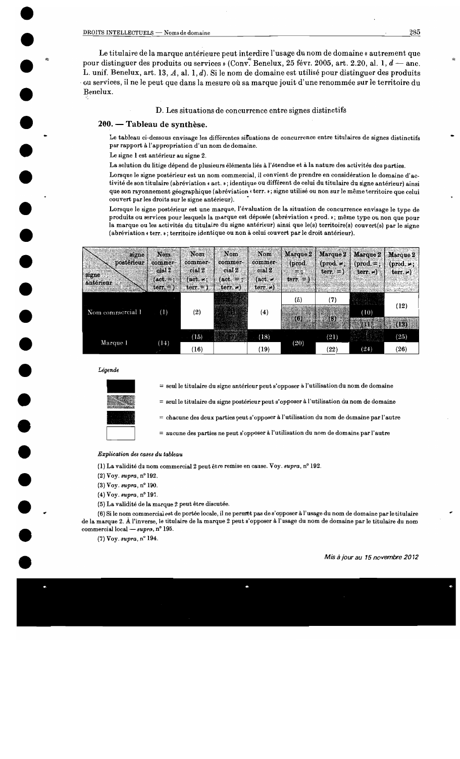Le titulaire de la marque antérieure peut interdire l'usage du nom de domaine « autrement que pour distinguer des produits ou services » (Conv. Benelux, 25 févr. 2005, art. 2.20, al. 1, *d* — anc. L. unif. Benelux, art. 13, *A*, al. 1, *d*). Si le nom de domaine est utilisé pour distinguer des produits ou services, il ne le peut que dans la mesure où sa marque jouit d'une renommée sur le territoire du Benelux.

### D. Les situations de concurrence entre signes distinctifs

## 200. — Tableau de synthèse.

Le tableau ci-dessous envisage les différentes situations de concurrence entre titulaires de signes distinctifs par rapport à l'appropriation d'un nom de domaine.

Le signe 1 est antérieur au signe 2.

La solution du litige dépend de plusieurs éléments liés à l'étendue et à la nature des activités des parties.

Lorsque le signe postérieur est un nom commercial, il convient de prendre en considération le domaine d'activité de son titulaire (abréviation « act. »; identique ou différent de celui du titulaire du signe antérieur) ainsi que son rayonnement géographique (abréviation « terr. »; signe utilisé ou non sur le même territoire que celui couvert par les droits sur le signe antérieur).

Lorsque le signe postérieur est une marque, l'évaluation de la situation de concurrence envisage le type de produits ou services pour lesquels la marque est déposée (abréviation « prod. »; même type ou non que pour la marque ou les activités du titulaire du signe antérieur) ainsi que le(s) territoire(s) couvert(s) par le signe (abréviation « terr. »; territoire identique ou non à celui couvert par le droit antérieur).

| signe postérieur / signe antérieur | Nom commercial 2 (act. =; terr. =) | Nom commercial 2 (act. ≠; terr. =) | Nom commercial 2 (act. =; terr. ≠) | Nom commercial 2 (act. ≠; terr. ≠) | Marque 2 (prod. =; terr. =) | Marque 2 (prod. ≠; terr. =) | Marque 2 (prod. =; terr. ≠) | Marque 2 (prod. ≠; terr. ≠) |
|---|---|---|---|---|---|---|---|---|
| Nom commercial 1 | (1) | (2) | (3) | (4) | (5) / (6) | (7) / (8) | (10) / (11) | (12) / (13) |
| Marque 1 | (14) | (15) / (16) | (17) | (18) / (19) | (20) | (21) / (22) | (23) / (24) | (25) / (26) |

*Légende*

- [noir] = seul le titulaire du signe antérieur peut s'opposer à l'utilisation du nom de domaine
- [gris clair] = seul le titulaire du signe postérieur peut s'opposer à l'utilisation du nom de domaine
- [gris foncé] = chacune des deux parties peut s'opposer à l'utilisation du nom de domaine par l'autre
- [blanc] = aucune des parties ne peut s'opposer à l'utilisation du nom de domaine par l'autre

*Explication des cases du tableau*

(1) La validité du nom commercial 2 peut être remise en cause. Voy. *supra*, n° 192.

(2) Voy. *supra*, n° 192.

(3) Voy. *supra*, n° 190.

(4) Voy. *supra*, n° 197.

(5) La validité de la marque 2 peut être discutée.

(6) Si le nom commercial est de portée locale, il ne permet pas de s'opposer à l'usage du nom de domaine par le titulaire de la marque 2. À l'inverse, le titulaire de la marque 2 peut s'opposer à l'usage du nom de domaine par le titulaire du nom commercial local — *supra*, n° 195.

(7) Voy. *supra*, n° 194.

*Mis à jour au 15 novembre 2012*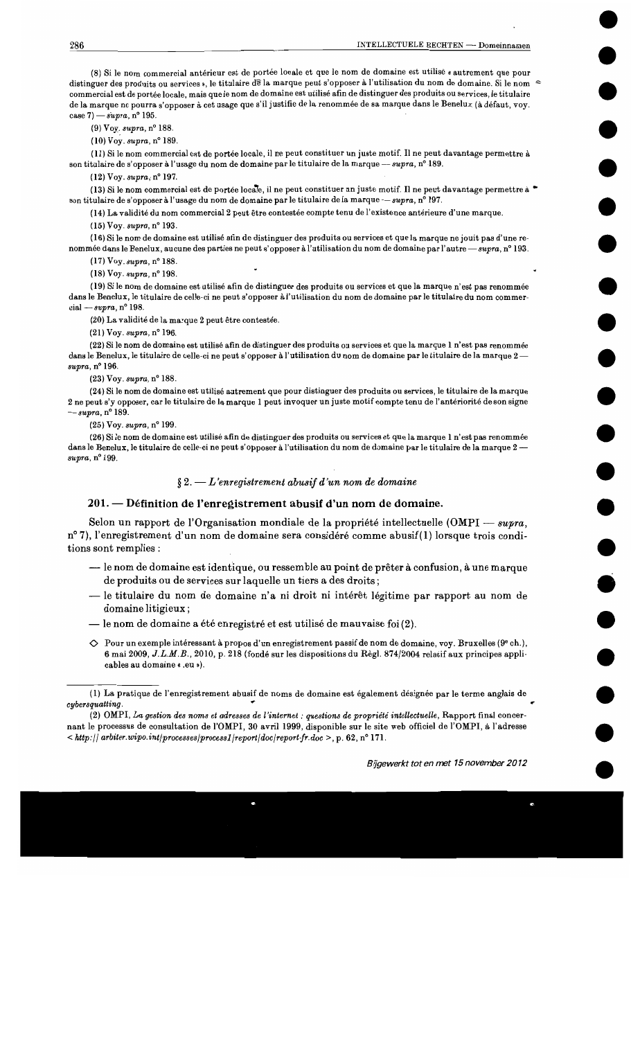(8) Si le nom commercial antérieur est de portée locale et que le nom de domaine est utilisé « autrement que pour distinguer des produits ou services », le titulaire de la marque peut s'opposer à l'utilisation du nom de domaine. Si le nom commercial est de portée locale, mais que le nom de domaine est utilisé afin de distinguer des produits ou services, le titulaire de la marque ne pourra s'opposer à cet usage que s'il justifie de la renommée de sa marque dans le Benelux (à défaut, voy. case 7) — *supra*, n° 195.

(9) Voy. *supra*, n° 188.

(10) Voy. *supra*, n° 189.

(11) Si le nom commercial est de portée locale, il ne peut constituer un juste motif. Il ne peut davantage permettre à son titulaire de s'opposer à l'usage du nom de domaine par le titulaire de la marque — *supra*, n° 189.

(12) Voy. *supra*, n° 197.

(13) Si le nom commercial est de portée locale, il ne peut constituer un juste motif. Il ne peut davantage permettre à son titulaire de s'opposer à l'usage du nom de domaine par le titulaire de la marque — *supra*, n° 197.

(14) La validité du nom commercial 2 peut être contestée compte tenu de l'existence antérieure d'une marque.

(15) Voy. *supra*, n° 193.

(16) Si le nom de domaine est utilisé afin de distinguer des produits ou services et que la marque ne jouit pas d'une renommée dans le Benelux, aucune des parties ne peut s'opposer à l'utilisation du nom de domaine par l'autre — *supra*, n° 193.

(17) Voy. *supra*, n° 188.

(18) Voy. *supra*, n° 198.

(19) Si le nom de domaine est utilisé afin de distinguer des produits ou services et que la marque n'est pas renommée dans le Benelux, le titulaire de celle-ci ne peut s'opposer à l'utilisation du nom de domaine par le titulaire du nom commercial — *supra*, n° 198.

(20) La validité de la marque 2 peut être contestée.

(21) Voy. *supra*, n° 196.

(22) Si le nom de domaine est utilisé afin de distinguer des produits ou services et que la marque 1 n'est pas renommée dans le Benelux, le titulaire de celle-ci ne peut s'opposer à l'utilisation du nom de domaine par le titulaire de la marque 2 — *supra*, n° 196.

(23) Voy. *supra*, n° 188.

(24) Si le nom de domaine est utilisé autrement que pour distinguer des produits ou services, le titulaire de la marque 2 ne peut s'y opposer, car le titulaire de la marque 1 peut invoquer un juste motif compte tenu de l'antériorité de son signe — *supra*, n° 189.

(25) Voy. *supra*, n° 199.

(26) Si le nom de domaine est utilisé afin de distinguer des produits ou services et que la marque 1 n'est pas renommée dans le Benelux, le titulaire de celle-ci ne peut s'opposer à l'utilisation du nom de domaine par le titulaire de la marque 2 — *supra*, n° 199.

### § 2. — *L'enregistrement abusif d'un nom de domaine*

## 201. — Définition de l'enregistrement abusif d'un nom de domaine.

Selon un rapport de l'Organisation mondiale de la propriété intellectuelle (OMPI — *supra*, n° 7), l'enregistrement d'un nom de domaine sera considéré comme abusif(1) lorsque trois conditions sont remplies :

- le nom de domaine est identique, ou ressemble au point de prêter à confusion, à une marque de produits ou de services sur laquelle un tiers a des droits ;
- le titulaire du nom de domaine n'a ni droit ni intérêt légitime par rapport au nom de domaine litigieux ;
- le nom de domaine a été enregistré et est utilisé de mauvaise foi (2).

◇ Pour un exemple intéressant à propos d'un enregistrement passif de nom de domaine, voy. Bruxelles (9e ch.), 6 mai 2009, *J.L.M.B.*, 2010, p. 218 (fondé sur les dispositions du Règl. 874/2004 relatif aux principes applicables au domaine « .eu »).

---

(1) La pratique de l'enregistrement abusif de noms de domaine est également désignée par le terme anglais de *cybersquatting*.

(2) OMPI, *La gestion des noms et adresses de l'internet : questions de propriété intellectuelle*, Rapport final concernant le processus de consultation de l'OMPI, 30 avril 1999, disponible sur le site web officiel de l'OMPI, à l'adresse < *http://arbiter.wipo.int/processes/process1/report/doc/report-fr.doc* >, p. 62, n° 171.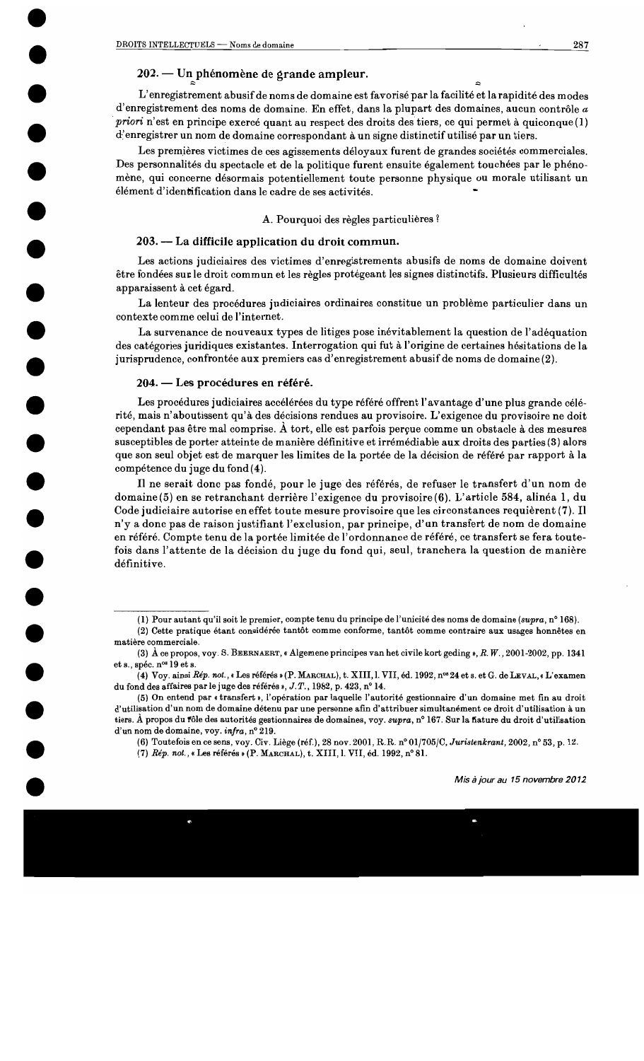### 202. — Un phénomène de grande ampleur.

L'enregistrement abusif de noms de domaine est favorisé par la facilité et la rapidité des modes d'enregistrement des noms de domaine. En effet, dans la plupart des domaines, aucun contrôle *a priori* n'est en principe exercé quant au respect des droits des tiers, ce qui permet à quiconque (1) d'enregistrer un nom de domaine correspondant à un signe distinctif utilisé par un tiers.

Les premières victimes de ces agissements déloyaux furent de grandes sociétés commerciales. Des personnalités du spectacle et de la politique furent ensuite également touchées par le phénomène, qui concerne désormais potentiellement toute personne physique ou morale utilisant un élément d'identification dans le cadre de ses activités.

A. Pourquoi des règles particulières ?

### 203. — La difficile application du droit commun.

Les actions judiciaires des victimes d'enregistrements abusifs de noms de domaine doivent être fondées sur le droit commun et les règles protégeant les signes distinctifs. Plusieurs difficultés apparaissent à cet égard.

La lenteur des procédures judiciaires ordinaires constitue un problème particulier dans un contexte comme celui de l'internet.

La survenance de nouveaux types de litiges pose inévitablement la question de l'adéquation des catégories juridiques existantes. Interrogation qui fut à l'origine de certaines hésitations de la jurisprudence, confrontée aux premiers cas d'enregistrement abusif de noms de domaine (2).

### 204. — Les procédures en référé.

Les procédures judiciaires accélérées du type référé offrent l'avantage d'une plus grande célérité, mais n'aboutissent qu'à des décisions rendues au provisoire. L'exigence du provisoire ne doit cependant pas être mal comprise. À tort, elle est parfois perçue comme un obstacle à des mesures susceptibles de porter atteinte de manière définitive et irrémédiable aux droits des parties (3) alors que son seul objet est de marquer les limites de la portée de la décision de référé par rapport à la compétence du juge du fond (4).

Il ne serait donc pas fondé, pour le juge des référés, de refuser le transfert d'un nom de domaine (5) en se retranchant derrière l'exigence du provisoire (6). L'article 584, alinéa 1, du Code judiciaire autorise en effet toute mesure provisoire que les circonstances requièrent (7). Il n'y a donc pas de raison justifiant l'exclusion, par principe, d'un transfert de nom de domaine en référé. Compte tenu de la portée limitée de l'ordonnance de référé, ce transfert se fera toutefois dans l'attente de la décision du juge du fond qui, seul, tranchera la question de manière définitive.

---

(1) Pour autant qu'il soit le premier, compte tenu du principe de l'unicité des noms de domaine (*supra*, n° 168).

(2) Cette pratique étant considérée tantôt comme conforme, tantôt comme contraire aux usages honnêtes en matière commerciale.

(3) À ce propos, voy. S. Beernaert, « Algemene principes van het civile kort geding », *R. W.*, 2001-2002, pp. 1341 et s., spéc. n°s 19 et s.

(4) Voy. ainsi *Rép. not.*, « Les référés » (P. Marchal), t. XIII, l. VII, éd. 1992, n°s 24 et s. et G. de Leval, « L'examen du fond des affaires par le juge des référés », *J.T.*, 1982, p. 423, n° 14.

(5) On entend par « transfert », l'opération par laquelle l'autorité gestionnaire d'un domaine met fin au droit d'utilisation d'un nom de domaine détenu par une personne afin d'attribuer simultanément ce droit d'utilisation à un tiers. À propos du rôle des autorités gestionnaires de domaines, voy. *supra*, n° 167. Sur la nature du droit d'utilisation d'un nom de domaine, voy. *infra*, n° 219.

(6) Toutefois en ce sens, voy. Civ. Liège (réf.), 28 nov. 2001, R.R. n° 01/705/C, *Juristenkrant*, 2002, n° 53, p. 12.

(7) *Rép. not.*, « Les référés » (P. Marchal), t. XIII, l. VII, éd. 1992, n° 81.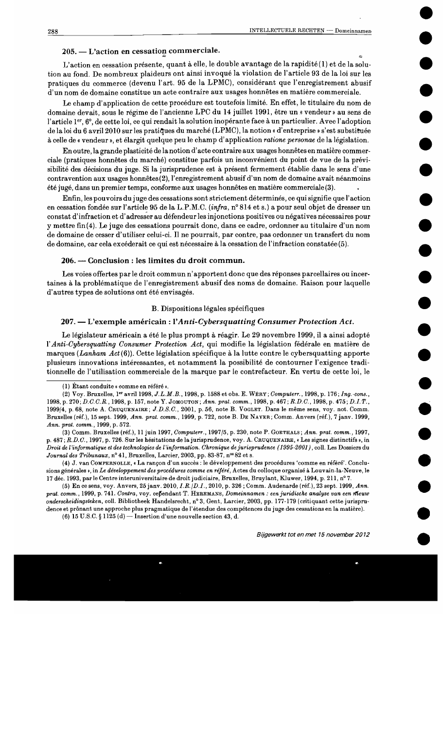### 205. — L'action en cessation commerciale.

L'action en cessation présente, quant à elle, le double avantage de la rapidité[1] et de la solution au fond. De nombreux plaideurs ont ainsi invoqué la violation de l'article 93 de la loi sur les pratiques du commerce (devenu l'art. 95 de la LPMC), considérant que l'enregistrement abusif d'un nom de domaine constitue un acte contraire aux usages honnêtes en matière commerciale.

Le champ d'application de cette procédure est toutefois limité. En effet, le titulaire du nom de domaine devait, sous le régime de l'ancienne LPC du 14 juillet 1991, être un « vendeur » au sens de l'article 1er, 6°, de cette loi, ce qui rendait la solution inopérante face à un particulier. Avec l'adoption de la loi du 6 avril 2010 sur les pratiques du marché (LPMC), la notion « d'entreprise » s'est substituée à celle de « vendeur », et élargit quelque peu le champ d'application *ratione personae* de la législation.

En outre, la grande plasticité de la notion d'acte contraire aux usages honnêtes en matière commerciale (pratiques honnêtes du marché) constitue parfois un inconvénient du point de vue de la prévisibilité des décisions du juge. Si la jurisprudence est à présent fermement établie dans le sens d'une contravention aux usages honnêtes[2], l'enregistrement abusif d'un nom de domaine avait néanmoins été jugé, dans un premier temps, conforme aux usages honnêtes en matière commerciale[3].

Enfin, les pouvoirs du juge des cessations sont strictement déterminés, ce qui signifie que l'action en cessation fondée sur l'article 95 de la L.P.M.C. (*infra*, n° 814 et s.) a pour seul objet de dresser un constat d'infraction et d'adresser au défendeur les injonctions positives ou négatives nécessaires pour y mettre fin[4]. Le juge des cessations pourrait donc, dans ce cadre, ordonner au titulaire d'un nom de domaine de cesser d'utiliser celui-ci. Il ne pourrait, par contre, pas ordonner un transfert du nom de domaine, car cela excéderait ce qui est nécessaire à la cessation de l'infraction constatée[5].

### 206. — Conclusion : les limites du droit commun.

Les voies offertes par le droit commun n'apportent donc que des réponses parcellaires ou incertaines à la problématique de l'enregistrement abusif des noms de domaine. Raison pour laquelle d'autres types de solutions ont été envisagés.

#### B. Dispositions légales spécifiques

### 207. — L'exemple américain : l'*Anti-Cybersquatting Consumer Protection Act*.

Le législateur américain a été le plus prompt à réagir. Le 29 novembre 1999, il a ainsi adopté l'*Anti-Cybersquatting Consumer Protection Act*, qui modifie la législation fédérale en matière de marques (*Lanham Act*[6]). Cette législation spécifique à la lutte contre le cybersquatting apporte plusieurs innovations intéressantes, et notamment la possibilité de contourner l'exigence traditionnelle de l'utilisation commerciale de la marque par le contrefacteur. En vertu de cette loi, le

---

(1) Étant conduite « comme en référé ».

(2) Voy. Bruxelles, 1er avril 1998, *J.L.M.B.*, 1998, p. 1588 et obs. E. Wéry ; *Computerr.*, 1998, p. 176 ; *Ing.-cons.*, 1998, p. 270 ; *D.C.C.R.*, 1998, p. 157, note Y. Jomouton ; *Ann. prat. comm.*, 1998, p. 467 ; *R.D.C.*, 1998, p. 475 ; *D.I.T.*, 1999/4, p. 68, note A. Cruquenaire ; *J.D.S.C.*, 2001, p. 56, note B. Voglet. Dans le même sens, voy. not. Comm. Bruxelles (réf.), 15 sept. 1999, *Ann. prat. comm.*, 1999, p. 722, note B. De Nayer ; Comm. Anvers (réf.), 7 janv. 1999, *Ann. prat. comm.*, 1999, p. 572.

(3) Comm. Bruxelles (réf.), 11 juin 1997, *Computerr.*, 1997/5, p. 230, note P. Goethals ; *Ann. prat. comm.*, 1997, p. 487 ; *R.D.C.*, 1997, p. 726. Sur les hésitations de la jurisprudence, voy. A. Cruquenaire, « Les signes distinctifs », in *Droit de l'informatique et des technologies de l'information. Chronique de jurisprudence (1995-2001)*, coll. Les Dossiers du *Journal des Tribunaux*, n° 41, Bruxelles, Larcier, 2003, pp. 83-87, nos 82 et s.

(4) J. van Compernolle, « La rançon d'un succès : le développement des procédures 'comme en référé'. Conclusions générales », in *Le développement des procédures comme en référé*, Actes du colloque organisé à Louvain-la-Neuve, le 17 déc. 1993, par le Centre interuniversitaire de droit judiciaire, Bruxelles, Bruylant, Kluwer, 1994, p. 211, n° 7.

(5) En ce sens, voy. Anvers, 25 janv. 2010, *I.R./D.I.*, 2010, p. 326 ; Comm. Audenarde (réf.), 23 sept. 1999, *Ann. prat. comm.*, 1999, p. 741. *Contra*, voy. cependant T. Heremans, *Domeinnamen : een juridische analyse van een nieuw onderscheidingsteken*, coll. Bibliotheek Handelsrecht, n° 3, Gent, Larcier, 2003, pp. 177-179 (critiquant cette jurisprudence et prônant une approche plus pragmatique de l'étendue des compétences du juge des cessations en la matière).

(6) 15 U.S.C. § 1125 (d) — Insertion d'une nouvelle section 43, d.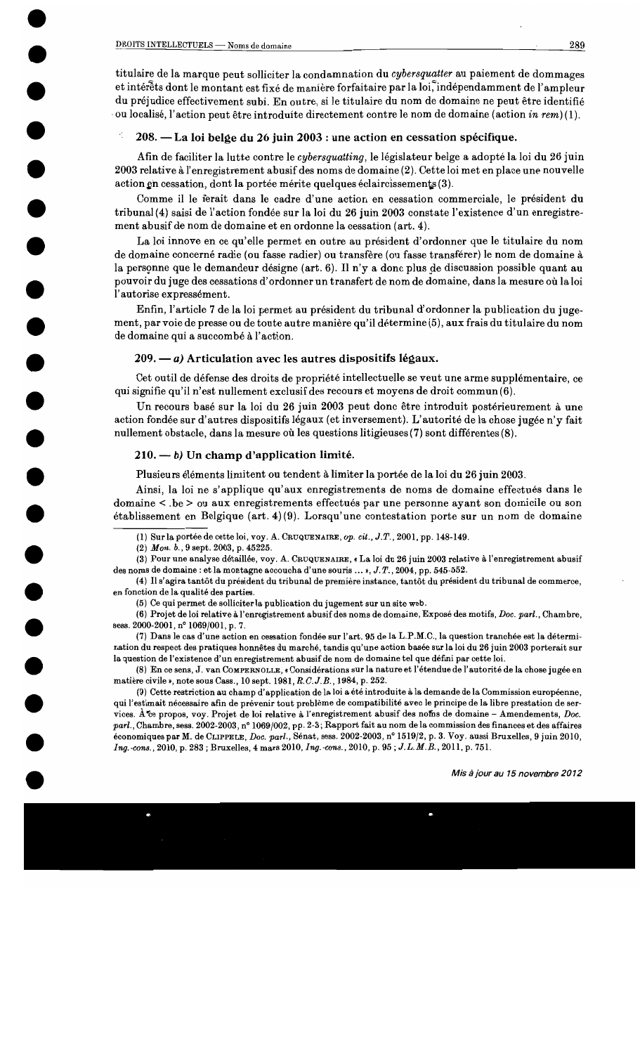titulaire de la marque peut solliciter la condamnation du *cybersquatter* au paiement de dommages et intérêts dont le montant est fixé de manière forfaitaire par la loi, indépendamment de l'ampleur du préjudice effectivement subi. En outre, si le titulaire du nom de domaine ne peut être identifié ou localisé, l'action peut être introduite directement contre le nom de domaine (action *in rem*) (1).

### 208. — La loi belge du 26 juin 2003 : une action en cessation spécifique.

Afin de faciliter la lutte contre le *cybersquatting*, le législateur belge a adopté la loi du 26 juin 2003 relative à l'enregistrement abusif des noms de domaine (2). Cette loi met en place une nouvelle action en cessation, dont la portée mérite quelques éclaircissements (3).

Comme il le ferait dans le cadre d'une action en cessation commerciale, le président du tribunal (4) saisi de l'action fondée sur la loi du 26 juin 2003 constate l'existence d'un enregistrement abusif de nom de domaine et en ordonne la cessation (art. 4).

La loi innove en ce qu'elle permet en outre au président d'ordonner que le titulaire du nom de domaine concerné radie (ou fasse radier) ou transfère (ou fasse transférer) le nom de domaine à la personne que le demandeur désigne (art. 6). Il n'y a donc plus de discussion possible quant au pouvoir du juge des cessations d'ordonner un transfert de nom de domaine, dans la mesure où la loi l'autorise expressément.

Enfin, l'article 7 de la loi permet au président du tribunal d'ordonner la publication du jugement, par voie de presse ou de toute autre manière qu'il détermine (5), aux frais du titulaire du nom de domaine qui a succombé à l'action.

### 209. — *a)* Articulation avec les autres dispositifs légaux.

Cet outil de défense des droits de propriété intellectuelle se veut une arme supplémentaire, ce qui signifie qu'il n'est nullement exclusif des recours et moyens de droit commun (6).

Un recours basé sur la loi du 26 juin 2003 peut donc être introduit postérieurement à une action fondée sur d'autres dispositifs légaux (et inversement). L'autorité de la chose jugée n'y fait nullement obstacle, dans la mesure où les questions litigieuses (7) sont différentes (8).

### 210. — *b)* Un champ d'application limité.

Plusieurs éléments limitent ou tendent à limiter la portée de la loi du 26 juin 2003.

Ainsi, la loi ne s'applique qu'aux enregistrements de noms de domaine effectués dans le domaine < .be > ou aux enregistrements effectués par une personne ayant son domicile ou son établissement en Belgique (art. 4) (9). Lorsqu'une contestation porte sur un nom de domaine

---

(1) Sur la portée de cette loi, voy. A. Cruquenaire, *op. cit.*, *J.T.*, 2001, pp. 148-149.

(2) *Mon. b.*, 9 sept. 2003, p. 45225.

(3) Pour une analyse détaillée, voy. A. Cruquenaire, « La loi du 26 juin 2003 relative à l'enregistrement abusif des noms de domaine : et la montagne accoucha d'une souris ... », *J.T.*, 2004, pp. 545-552.

(4) Il s'agira tantôt du président du tribunal de première instance, tantôt du président du tribunal de commerce, en fonction de la qualité des parties.

(5) Ce qui permet de solliciter la publication du jugement sur un site web.

(6) Projet de loi relative à l'enregistrement abusif des noms de domaine, Exposé des motifs, *Doc. parl.*, Chambre, sess. 2000-2001, n° 1069/001, p. 7.

(7) Dans le cas d'une action en cessation fondée sur l'art. 95 de la L.P.M.C., la question tranchée est la détermination du respect des pratiques honnêtes du marché, tandis qu'une action basée sur la loi du 26 juin 2003 porterait sur la question de l'existence d'un enregistrement abusif de nom de domaine tel que défini par cette loi.

(8) En ce sens, J. van Compernolle, « Considérations sur la nature et l'étendue de l'autorité de la chose jugée en matière civile », note sous Cass., 10 sept. 1981, *R.C.J.B.*, 1984, p. 252.

(9) Cette restriction au champ d'application de la loi a été introduite à la demande de la Commission européenne, qui l'estimait nécessaire afin de prévenir tout problème de compatibilité avec le principe de la libre prestation de services. À ce propos, voy. Projet de loi relative à l'enregistrement abusif des noms de domaine – Amendements, *Doc. parl.*, Chambre, sess. 2002-2003, n° 1069/002, pp. 2-3 ; Rapport fait au nom de la commission des finances et des affaires économiques par M. de Clippele, *Doc. parl.*, Sénat, sess. 2002-2003, n° 1519/2, p. 3. Voy. aussi Bruxelles, 9 juin 2010, *Ing.-cons.*, 2010, p. 283 ; Bruxelles, 4 mars 2010, *Ing.-cons.*, 2010, p. 95 ; *J.L.M.B.*, 2011, p. 751.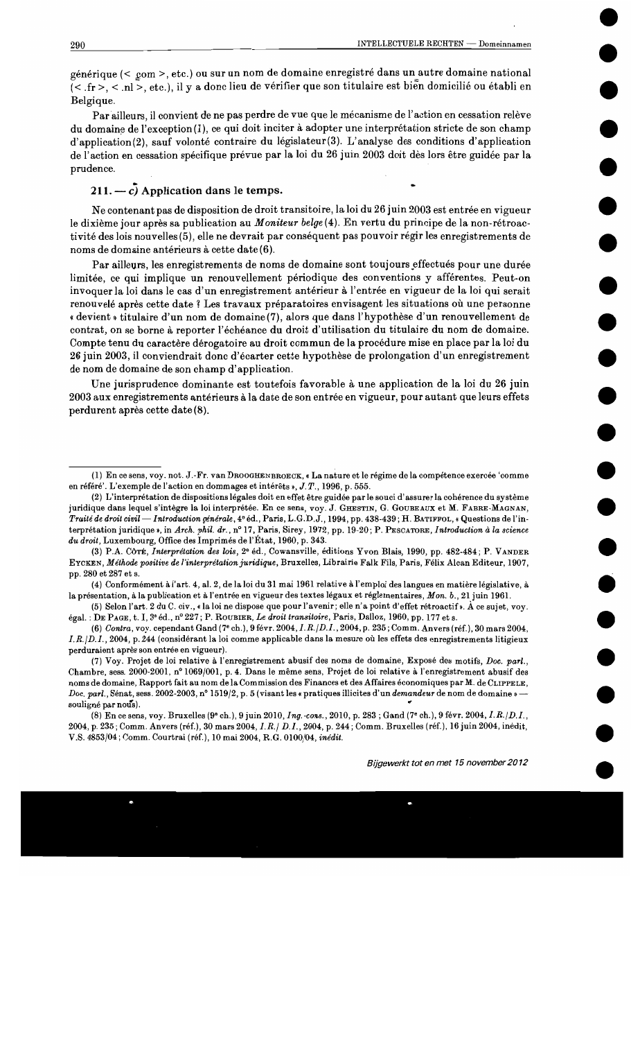générique (< .com >, etc.) ou sur un nom de domaine enregistré dans un autre domaine national (< .fr >, < .nl >, etc.), il y a donc lieu de vérifier que son titulaire est bien domicilié ou établi en Belgique.

Par ailleurs, il convient de ne pas perdre de vue que le mécanisme de l'action en cessation relève du domaine de l'exception (1), ce qui doit inciter à adopter une interprétation stricte de son champ d'application (2), sauf volonté contraire du législateur (3). L'analyse des conditions d'application de l'action en cessation spécifique prévue par la loi du 26 juin 2003 doit dès lors être guidée par la prudence.

### 211. — *c)* Application dans le temps.

Ne contenant pas de disposition de droit transitoire, la loi du 26 juin 2003 est entrée en vigueur le dixième jour après sa publication au *Moniteur belge* (4). En vertu du principe de la non-rétroactivité des lois nouvelles (5), elle ne devrait par conséquent pas pouvoir régir les enregistrements de noms de domaine antérieurs à cette date (6).

Par ailleurs, les enregistrements de noms de domaine sont toujours effectués pour une durée limitée, ce qui implique un renouvellement périodique des conventions y afférentes. Peut-on invoquer la loi dans le cas d'un enregistrement antérieur à l'entrée en vigueur de la loi qui serait renouvelé après cette date ? Les travaux préparatoires envisagent les situations où une personne « devient » titulaire d'un nom de domaine (7), alors que dans l'hypothèse d'un renouvellement de contrat, on se borne à reporter l'échéance du droit d'utilisation du titulaire du nom de domaine. Compte tenu du caractère dérogatoire au droit commun de la procédure mise en place par la loi du 26 juin 2003, il conviendrait donc d'écarter cette hypothèse de prolongation d'un enregistrement de nom de domaine de son champ d'application.

Une jurisprudence dominante est toutefois favorable à une application de la loi du 26 juin 2003 aux enregistrements antérieurs à la date de son entrée en vigueur, pour autant que leurs effets perdurent après cette date (8).

---

(1) En ce sens, voy. not. J.-Fr. van DROOGHENBROECK, « La nature et le régime de la compétence exercée 'comme en référé'. L'exemple de l'action en dommages et intérêts », *J.T.*, 1996, p. 555.

(2) L'interprétation de dispositions légales doit en effet être guidée par le souci d'assurer la cohérence du système juridique dans lequel s'intègre la loi interprétée. En ce sens, voy. J. GHESTIN, G. GOUBEAUX et M. FABRE-MAGNAN, *Traité de droit civil — Introduction générale*, 4e éd., Paris, L.G.D.J., 1994, pp. 438-439 ; H. BATIFFOL, « Questions de l'interprétation juridique », in *Arch. phil. dr.*, no 17, Paris, Sirey, 1972, pp. 19-20 ; P. PESCATORE, *Introduction à la science du droit*, Luxembourg, Office des Imprimés de l'État, 1960, p. 343.

(3) P.A. CÔTÉ, *Interprétation des lois*, 2e éd., Cowansville, éditions Yvon Blais, 1990, pp. 482-484 ; P. VANDER EYCKEN, *Méthode positive de l'interprétation juridique*, Bruxelles, Librairie Falk Fils, Paris, Félix Alcan Editeur, 1907, pp. 280 et 287 et s.

(4) Conformément à l'art. 4, al. 2, de la loi du 31 mai 1961 relative à l'emploi des langues en matière législative, à la présentation, à la publication et à l'entrée en vigueur des textes légaux et réglementaires, *Mon. b.*, 21 juin 1961.

(5) Selon l'art. 2 du C. civ., « la loi ne dispose que pour l'avenir ; elle n'a point d'effet rétroactif ». À ce sujet, voy. égal. : DE PAGE, t. I, 3e éd., no 227 ; P. ROUBIER, *Le droit transitoire*, Paris, Dalloz, 1960, pp. 177 et s.

(6) *Contra*, voy. cependant Gand (7e ch.), 9 févr. 2004, *I.R./D.I.*, 2004, p. 235 ; Comm. Anvers (réf.), 30 mars 2004, *I.R./D.I.*, 2004, p. 244 (considérant la loi comme applicable dans la mesure où les effets des enregistrements litigieux perduraient après son entrée en vigueur).

(7) Voy. Projet de loi relative à l'enregistrement abusif des noms de domaine, Exposé des motifs, *Doc. parl.*, Chambre, sess. 2000-2001, no 1069/001, p. 4. Dans le même sens, Projet de loi relative à l'enregistrement abusif des noms de domaine, Rapport fait au nom de la Commission des Finances et des Affaires économiques par M. de CLIPPELE, *Doc. parl.*, Sénat, sess. 2002-2003, no 1519/2, p. 5 (visant les « pratiques illicites d'un *demandeur* de nom de domaine » — souligné par nous).

(8) En ce sens, voy. Bruxelles (9e ch.), 9 juin 2010, *Ing.-cons.*, 2010, p. 283 ; Gand (7e ch.), 9 févr. 2004, *I.R./D.I.*, 2004, p. 235 ; Comm. Anvers (réf.), 30 mars 2004, *I.R./ D.I.*, 2004, p. 244 ; Comm. Bruxelles (réf.), 16 juin 2004, inédit, V.S. 4853/04 ; Comm. Courtrai (réf.), 10 mai 2004, R.G. 0100/04, *inédit*.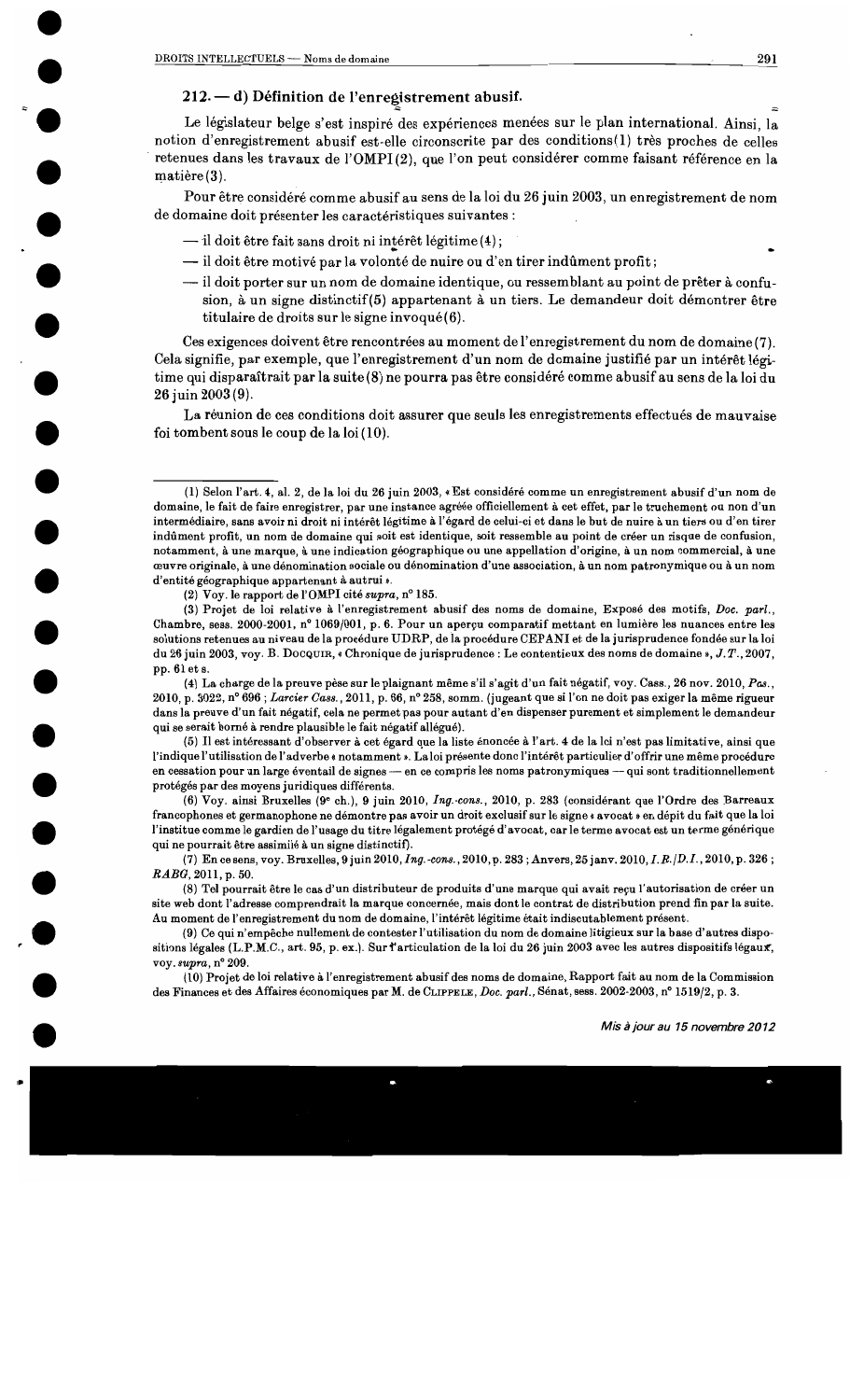### 212. — d) Définition de l'enregistrement abusif.

Le législateur belge s'est inspiré des expériences menées sur le plan international. Ainsi, la notion d'enregistrement abusif est-elle circonscrite par des conditions[1] très proches de celles retenues dans les travaux de l'OMPI[2], que l'on peut considérer comme faisant référence en la matière[3].

Pour être considéré comme abusif au sens de la loi du 26 juin 2003, un enregistrement de nom de domaine doit présenter les caractéristiques suivantes :

- il doit être fait sans droit ni intérêt légitime[4] ;
- il doit être motivé par la volonté de nuire ou d'en tirer indûment profit ;
- il doit porter sur un nom de domaine identique, ou ressemblant au point de prêter à confusion, à un signe distinctif[5] appartenant à un tiers. Le demandeur doit démontrer être titulaire de droits sur le signe invoqué[6].

Ces exigences doivent être rencontrées au moment de l'enregistrement du nom de domaine[7]. Cela signifie, par exemple, que l'enregistrement d'un nom de domaine justifié par un intérêt légitime qui disparaîtrait par la suite[8] ne pourra pas être considéré comme abusif au sens de la loi du 26 juin 2003[9].

La réunion de ces conditions doit assurer que seuls les enregistrements effectués de mauvaise foi tombent sous le coup de la loi[10].

---

(1) Selon l'art. 4, al. 2, de la loi du 26 juin 2003, « Est considéré comme un enregistrement abusif d'un nom de domaine, le fait de faire enregistrer, par une instance agréée officiellement à cet effet, par le truchement ou non d'un intermédiaire, sans avoir ni droit ni intérêt légitime à l'égard de celui-ci et dans le but de nuire à un tiers ou d'en tirer indûment profit, un nom de domaine qui soit est identique, soit ressemble au point de créer un risque de confusion, notamment, à une marque, à une indication géographique ou une appellation d'origine, à un nom commercial, à une œuvre originale, à une dénomination sociale ou dénomination d'une association, à un nom patronymique ou à un nom d'entité géographique appartenant à autrui ».

(2) Voy. le rapport de l'OMPI cité *supra*, n° 185.

(3) Projet de loi relative à l'enregistrement abusif des noms de domaine, Exposé des motifs, *Doc. parl.*, Chambre, sess. 2000-2001, n° 1069/001, p. 6. Pour un aperçu comparatif mettant en lumière les nuances entre les solutions retenues au niveau de la procédure UDRP, de la procédure CEPANI et de la jurisprudence fondée sur la loi du 26 juin 2003, voy. B. DOCQUIR, « Chronique de jurisprudence : Le contentieux des noms de domaine », *J.T.*, 2007, pp. 61 et s.

(4) La charge de la preuve pèse sur le plaignant même s'il s'agit d'un fait négatif, voy. Cass., 26 nov. 2010, *Pas.*, 2010, p. 3022, n° 696 ; *Larcier Cass.*, 2011, p. 66, n° 258, somm. (jugeant que si l'on ne doit pas exiger la même rigueur dans la preuve d'un fait négatif, cela ne permet pas pour autant d'en dispenser purement et simplement le demandeur qui se serait borné à rendre plausible le fait négatif allégué).

(5) Il est intéressant d'observer à cet égard que la liste énoncée à l'art. 4 de la loi n'est pas limitative, ainsi que l'indique l'utilisation de l'adverbe « notamment ». La loi présente donc l'intérêt particulier d'offrir une même procédure en cessation pour un large éventail de signes — en ce compris les noms patronymiques — qui sont traditionnellement protégés par des moyens juridiques différents.

(6) Voy. ainsi Bruxelles (9e ch.), 9 juin 2010, *Ing.-cons.*, 2010, p. 283 (considérant que l'Ordre des Barreaux francophones et germanophone ne démontre pas avoir un droit exclusif sur le signe « avocat » en dépit du fait que la loi l'institue comme le gardien de l'usage du titre légalement protégé d'avocat, car le terme avocat est un terme générique qui ne pourrait être assimilé à un signe distinctif).

(7) En ce sens, voy. Bruxelles, 9 juin 2010, *Ing.-cons.*, 2010, p. 283 ; Anvers, 25 janv. 2010, *I.R./D.I.*, 2010, p. 326 ; *RABG*, 2011, p. 50.

(8) Tel pourrait être le cas d'un distributeur de produits d'une marque qui avait reçu l'autorisation de créer un site web dont l'adresse comprendrait la marque concernée, mais dont le contrat de distribution prend fin par la suite. Au moment de l'enregistrement du nom de domaine, l'intérêt légitime était indiscutablement présent.

(9) Ce qui n'empêche nullement de contester l'utilisation du nom de domaine litigieux sur la base d'autres dispositions légales (L.P.M.C., art. 95, p. ex.). Sur l'articulation de la loi du 26 juin 2003 avec les autres dispositifs légaux, voy. *supra*, n° 209.

(10) Projet de loi relative à l'enregistrement abusif des noms de domaine, Rapport fait au nom de la Commission des Finances et des Affaires économiques par M. de CLIPPELE, *Doc. parl.*, Sénat, sess. 2002-2003, n° 1519/2, p. 3.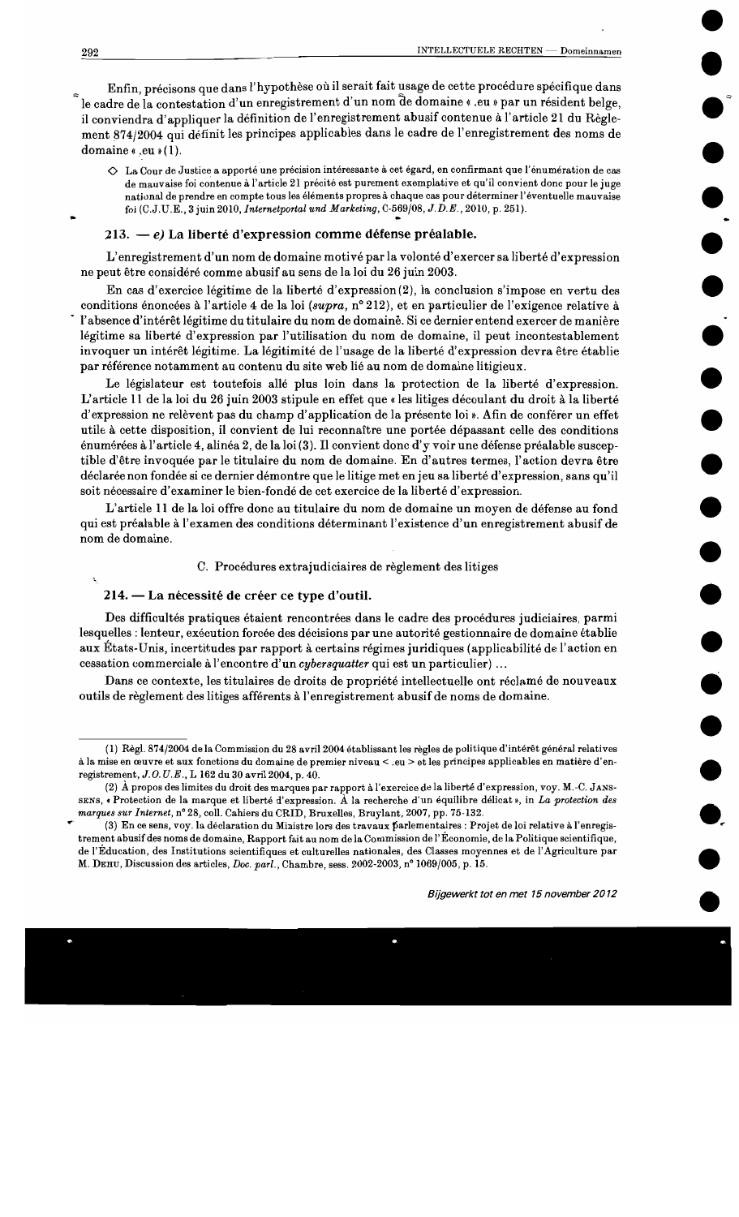Enfin, précisons que dans l'hypothèse où il serait fait usage de cette procédure spécifique dans le cadre de la contestation d'un enregistrement d'un nom de domaine « .eu » par un résident belge, il conviendra d'appliquer la définition de l'enregistrement abusif contenue à l'article 21 du Règlement 874/2004 qui définit les principes applicables dans le cadre de l'enregistrement des noms de domaine « .eu » (1).

◇ La Cour de Justice a apporté une précision intéressante à cet égard, en confirmant que l'énumération de cas de mauvaise foi contenue à l'article 21 précité est purement exemplative et qu'il convient donc pour le juge national de prendre en compte tous les éléments propres à chaque cas pour déterminer l'éventuelle mauvaise foi (C.J.U.E., 3 juin 2010, *Internetportal und Marketing*, C-569/08, *J.D.E.*, 2010, p. 251).

### 213. — *e)* La liberté d'expression comme défense préalable.

L'enregistrement d'un nom de domaine motivé par la volonté d'exercer sa liberté d'expression ne peut être considéré comme abusif au sens de la loi du 26 juin 2003.

En cas d'exercice légitime de la liberté d'expression (2), la conclusion s'impose en vertu des conditions énoncées à l'article 4 de la loi (*supra*, n° 212), et en particulier de l'exigence relative à l'absence d'intérêt légitime du titulaire du nom de domaine. Si ce dernier entend exercer de manière légitime sa liberté d'expression par l'utilisation du nom de domaine, il peut incontestablement invoquer un intérêt légitime. La légitimité de l'usage de la liberté d'expression devra être établie par référence notamment au contenu du site web lié au nom de domaine litigieux.

Le législateur est toutefois allé plus loin dans la protection de la liberté d'expression. L'article 11 de la loi du 26 juin 2003 stipule en effet que « les litiges découlant du droit à la liberté d'expression ne relèvent pas du champ d'application de la présente loi ». Afin de conférer un effet utile à cette disposition, il convient de lui reconnaître une portée dépassant celle des conditions énumérées à l'article 4, alinéa 2, de la loi (3). Il convient donc d'y voir une défense préalable susceptible d'être invoquée par le titulaire du nom de domaine. En d'autres termes, l'action devra être déclarée non fondée si ce dernier démontre que le litige met en jeu sa liberté d'expression, sans qu'il soit nécessaire d'examiner le bien-fondé de cet exercice de la liberté d'expression.

L'article 11 de la loi offre donc au titulaire du nom de domaine un moyen de défense au fond qui est préalable à l'examen des conditions déterminant l'existence d'un enregistrement abusif de nom de domaine.

## C. Procédures extrajudiciaires de règlement des litiges

### 214. — La nécessité de créer ce type d'outil.

Des difficultés pratiques étaient rencontrées dans le cadre des procédures judiciaires, parmi lesquelles : lenteur, exécution forcée des décisions par une autorité gestionnaire de domaine établie aux États-Unis, incertitudes par rapport à certains régimes juridiques (applicabilité de l'action en cessation commerciale à l'encontre d'un *cybersquatter* qui est un particulier) ...

Dans ce contexte, les titulaires de droits de propriété intellectuelle ont réclamé de nouveaux outils de règlement des litiges afférents à l'enregistrement abusif de noms de domaine.

---

(1) Règl. 874/2004 de la Commission du 28 avril 2004 établissant les règles de politique d'intérêt général relatives à la mise en œuvre et aux fonctions du domaine de premier niveau < .eu > et les principes applicables en matière d'enregistrement, *J.O.U.E.*, L 162 du 30 avril 2004, p. 40.

(2) À propos des limites du droit des marques par rapport à l'exercice de la liberté d'expression, voy. M.-C. Janssens, « Protection de la marque et liberté d'expression. À la recherche d'un équilibre délicat », in *La protection des marques sur Internet*, n° 28, coll. Cahiers du CRID, Bruxelles, Bruylant, 2007, pp. 75-132.

(3) En ce sens, voy. la déclaration du Ministre lors des travaux parlementaires : Projet de loi relative à l'enregistrement abusif des noms de domaine, Rapport fait au nom de la Commission de l'Économie, de la Politique scientifique, de l'Éducation, des Institutions scientifiques et culturelles nationales, des Classes moyennes et de l'Agriculture par M. Dehu, Discussion des articles, *Doc. parl.*, Chambre, sess. 2002-2003, n° 1069/005, p. 15.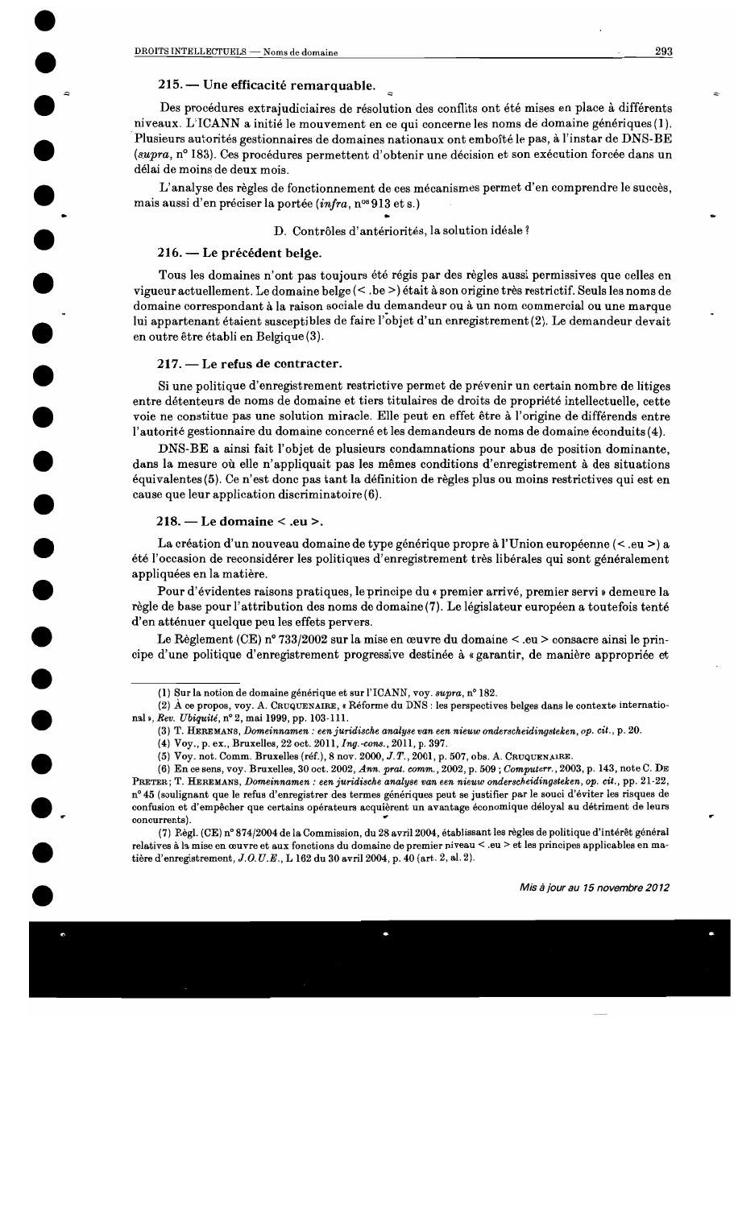### 215. — Une efficacité remarquable.

Des procédures extrajudiciaires de résolution des conflits ont été mises en place à différents niveaux. L'ICANN a initié le mouvement en ce qui concerne les noms de domaine génériques (1). Plusieurs autorités gestionnaires de domaines nationaux ont emboîté le pas, à l'instar de DNS-BE (*supra*, n° 183). Ces procédures permettent d'obtenir une décision et son exécution forcée dans un délai de moins de deux mois.

L'analyse des règles de fonctionnement de ces mécanismes permet d'en comprendre le succès, mais aussi d'en préciser la portée (*infra*, n$^{os}$ 913 et s.)

## D. Contrôles d'antériorités, la solution idéale ?

### 216. — Le précédent belge.

Tous les domaines n'ont pas toujours été régis par des règles aussi permissives que celles en vigueur actuellement. Le domaine belge (< .be >) était à son origine très restrictif. Seuls les noms de domaine correspondant à la raison sociale du demandeur ou à un nom commercial ou une marque lui appartenant étaient susceptibles de faire l'objet d'un enregistrement (2). Le demandeur devait en outre être établi en Belgique (3).

### 217. — Le refus de contracter.

Si une politique d'enregistrement restrictive permet de prévenir un certain nombre de litiges entre détenteurs de noms de domaine et tiers titulaires de droits de propriété intellectuelle, cette voie ne constitue pas une solution miracle. Elle peut en effet être à l'origine de différends entre l'autorité gestionnaire du domaine concerné et les demandeurs de noms de domaine éconduits (4).

DNS-BE a ainsi fait l'objet de plusieurs condamnations pour abus de position dominante, dans la mesure où elle n'appliquait pas les mêmes conditions d'enregistrement à des situations équivalentes (5). Ce n'est donc pas tant la définition de règles plus ou moins restrictives qui est en cause que leur application discriminatoire (6).

### 218. — Le domaine < .eu >.

La création d'un nouveau domaine de type générique propre à l'Union européenne (< .eu >) a été l'occasion de reconsidérer les politiques d'enregistrement très libérales qui sont généralement appliquées en la matière.

Pour d'évidentes raisons pratiques, le principe du « premier arrivé, premier servi » demeure la règle de base pour l'attribution des noms de domaine (7). Le législateur européen a toutefois tenté d'en atténuer quelque peu les effets pervers.

Le Règlement (CE) n° 733/2002 sur la mise en œuvre du domaine < .eu > consacre ainsi le principe d'une politique d'enregistrement progressive destinée à « garantir, de manière appropriée et

---

(1) Sur la notion de domaine générique et sur l'ICANN, voy. *supra*, n° 182.

(2) À ce propos, voy. A. Cruquenaire, « Réforme du DNS : les perspectives belges dans le contexte international », *Rev. Ubiquité*, n° 2, mai 1999, pp. 103-111.

(3) T. Heremans, *Domeinnamen : een juridische analyse van een nieuw onderscheidingsteken*, *op. cit.*, p. 20.

(4) Voy., p. ex., Bruxelles, 22 oct. 2011, *Ing.-cons.*, 2011, p. 397.

(5) Voy. not. Comm. Bruxelles (réf.), 8 nov. 2000, *J.T.*, 2001, p. 507, obs. A. Cruquenaire.

(6) En ce sens, voy. Bruxelles, 30 oct. 2002, *Ann. prat. comm.*, 2002, p. 509 ; *Computerr.*, 2003, p. 143, note C. De Preter ; T. Heremans, *Domeinnamen : een juridische analyse van een nieuw onderscheidingsteken*, *op. cit.*, pp. 21-22, n° 45 (soulignant que le refus d'enregistrer des termes génériques peut se justifier par le souci d'éviter les risques de confusion et d'empêcher que certains opérateurs acquièrent un avantage économique déloyal au détriment de leurs concurrents).

(7) Règl. (CE) n° 874/2004 de la Commission, du 28 avril 2004, établissant les règles de politique d'intérêt général relatives à la mise en œuvre et aux fonctions du domaine de premier niveau < .eu > et les principes applicables en matière d'enregistrement, *J.O.U.E.*, L 162 du 30 avril 2004, p. 40 (art. 2, al. 2).

*Mis à jour au 15 novembre 2012*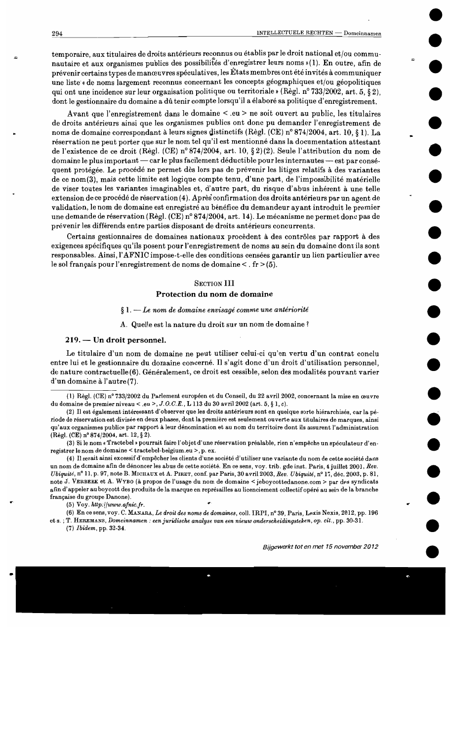temporaire, aux titulaires de droits antérieurs reconnus ou établis par le droit national et/ou communautaire et aux organismes publics des possibilités d'enregistrer leurs noms »(1). En outre, afin de prévenir certains types de manœuvres spéculatives, les États membres ont été invités à communiquer une liste « de noms largement reconnus concernant les concepts géographiques et/ou géopolitiques qui ont une incidence sur leur organisation politique ou territoriale » (Règl. n° 733/2002, art. 5, § 2), dont le gestionnaire du domaine a dû tenir compte lorsqu'il a élaboré sa politique d'enregistrement.

Avant que l'enregistrement dans le domaine < .eu > ne soit ouvert au public, les titulaires de droits antérieurs ainsi que les organismes publics ont donc pu demander l'enregistrement de noms de domaine correspondant à leurs signes distinctifs (Règl. (CE) n° 874/2004, art. 10, § 1). La réservation ne peut porter que sur le nom tel qu'il est mentionné dans la documentation attestant de l'existence de ce droit (Règl. (CE) n° 874/2004, art. 10, § 2)(2). Seule l'attribution du nom de domaine le plus important — car le plus facilement déductible pour les internautes — est par conséquent protégée. Le procédé ne permet dès lors pas de prévenir les litiges relatifs à des variantes de ce nom(3), mais cette limite est logique compte tenu, d'une part, de l'impossibilité matérielle de viser toutes les variantes imaginables et, d'autre part, du risque d'abus inhérent à une telle extension de ce procédé de réservation (4). Après confirmation des droits antérieurs par un agent de validation, le nom de domaine est enregistré au bénéfice du demandeur ayant introduit le premier une demande de réservation (Règl. (CE) n° 874/2004, art. 14). Le mécanisme ne permet donc pas de prévenir les différends entre parties disposant de droits antérieurs concurrents.

Certains gestionnaires de domaines nationaux procèdent à des contrôles par rapport à des exigences spécifiques qu'ils posent pour l'enregistrement de noms au sein du domaine dont ils sont responsables. Ainsi, l'AFNIC impose-t-elle des conditions censées garantir un lien particulier avec le sol français pour l'enregistrement de noms de domaine < . fr > (5).

## SECTION III
## Protection du nom de domaine

### § 1. — *Le nom de domaine envisagé comme une antériorité*

#### A. Quelle est la nature du droit sur un nom de domaine ?

#### 219. — Un droit personnel.

Le titulaire d'un nom de domaine ne peut utiliser celui-ci qu'en vertu d'un contrat conclu entre lui et le gestionnaire du domaine concerné. Il s'agit donc d'un droit d'utilisation personnel, de nature contractuelle (6). Généralement, ce droit est cessible, selon des modalités pouvant varier d'un domaine à l'autre (7).

---

(1) Règl. (CE) n° 733/2002 du Parlement européen et du Conseil, du 22 avril 2002, concernant la mise en œuvre du domaine de premier niveau < .eu >, *J.O.C.E.*, L 113 du 30 avril 2002 (art. 5, § 1, *c*).

(2) Il est également intéressant d'observer que les droits antérieurs sont en quelque sorte hiérarchisés, car la période de réservation est divisée en deux phases, dont la première est seulement ouverte aux titulaires de marques, ainsi qu'aux organismes publics par rapport à leur dénomination et au nom du territoire dont ils assurent l'administration (Règl. (CE) n° 874/2004, art. 12, § 2).

(3) Si le nom « Tractebel » pourrait faire l'objet d'une réservation préalable, rien n'empêche un spéculateur d'enregistrer le nom de domaine < tractebel-belgium.eu >, p. ex.

(4) Il serait ainsi excessif d'empêcher les clients d'une société d'utiliser une variante du nom de cette société dans un nom de domaine afin de dénoncer les abus de cette société. En ce sens, voy. trib. gde inst. Paris, 4 juillet 2001, *Rev. Ubiquité*, n° 11, p. 97, note B. MICHAUX et A. PIRET, conf. par Paris, 30 avril 2003, *Rev. Ubiquité*, n° 17, déc. 2003, p. 81, note J. VERBEEK et A. WYBO (à propos de l'usage du nom de domaine < jeboycottedanone.com > par des syndicats afin d'appeler au boycott des produits de la marque en représailles au licenciement collectif opéré au sein de la branche française du groupe Danone).

(5) Voy. *http://www.afnic.fr*.

(6) En ce sens, voy. C. MANARA, *Le droit des noms de domaines*, coll. IRPI, n° 39, Paris, Lexis Nexis, 2012, pp. 196 et s. ; T. HEREMANS, *Domeinnamen : een juridische analyse van een nieuw onderscheidingsteken*, *op. cit.*, pp. 30-31.

(7) *Ibidem*, pp. 32-34.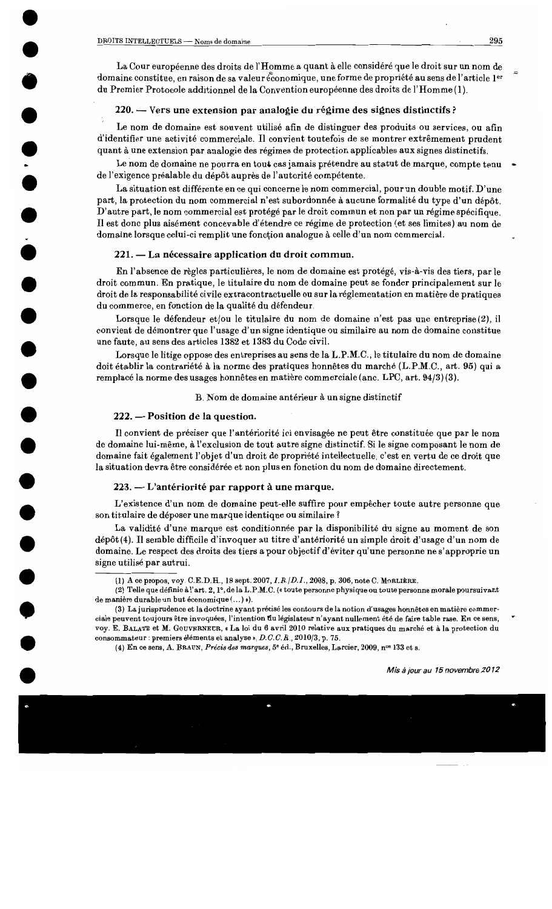La Cour européenne des droits de l'Homme a quant à elle considéré que le droit sur un nom de domaine constitue, en raison de sa valeur économique, une forme de propriété au sens de l'article 1er du Premier Protocole additionnel de la Convention européenne des droits de l'Homme (1).

### 220. — Vers une extension par analogie du régime des signes distinctifs ?

Le nom de domaine est souvent utilisé afin de distinguer des produits ou services, ou afin d'identifier une activité commerciale. Il convient toutefois de se montrer extrêmement prudent quant à une extension par analogie des régimes de protection applicables aux signes distinctifs.

Le nom de domaine ne pourra en tout cas jamais prétendre au statut de marque, compte tenu de l'exigence préalable du dépôt auprès de l'autorité compétente.

La situation est différente en ce qui concerne le nom commercial, pour un double motif. D'une part, la protection du nom commercial n'est subordonnée à aucune formalité du type d'un dépôt. D'autre part, le nom commercial est protégé par le droit commun et non par un régime spécifique. Il est donc plus aisément concevable d'étendre ce régime de protection (et ses limites) au nom de domaine lorsque celui-ci remplit une fonction analogue à celle d'un nom commercial.

### 221. — La nécessaire application du droit commun.

En l'absence de règles particulières, le nom de domaine est protégé, vis-à-vis des tiers, par le droit commun. En pratique, le titulaire du nom de domaine peut se fonder principalement sur le droit de la responsabilité civile extracontractuelle ou sur la réglementation en matière de pratiques du commerce, en fonction de la qualité du défendeur.

Lorsque le défendeur et/ou le titulaire du nom de domaine n'est pas une entreprise (2), il convient de démontrer que l'usage d'un signe identique ou similaire au nom de domaine constitue une faute, au sens des articles 1382 et 1383 du Code civil.

Lorsque le litige oppose des entreprises au sens de la L.P.M.C., le titulaire du nom de domaine doit établir la contrariété à la norme des pratiques honnêtes du marché (L.P.M.C., art. **95**) qui a remplacé la norme des usages honnêtes en matière commerciale (anc. LPC, art. 94/3) (3).

B. Nom de domaine antérieur à un signe distinctif

### 222. — Position de la question.

Il convient de préciser que l'antériorité ici envisagée ne peut être constituée que par le nom de domaine lui-même, à l'exclusion de tout autre signe distinctif. Si le signe composant le nom de domaine fait également l'objet d'un droit de propriété intellectuelle, c'est en vertu de ce droit que la situation devra être considérée et non plus en fonction du nom de domaine directement.

### 223. — L'antériorité par rapport à une marque.

L'existence d'un nom de domaine peut-elle suffire pour empêcher toute autre personne que son titulaire de déposer une marque identique ou similaire ?

La validité d'une marque est conditionnée par la disponibilité du signe au moment de son dépôt (4). Il semble difficile d'invoquer au titre d'antériorité un simple droit d'usage d'un nom de domaine. Le respect des droits des tiers a pour objectif d'éviter qu'une personne ne s'approprie un signe utilisé par autrui.

---

(1) A ce propos, voy. C.E.D.H., 18 sept. 2007, *I.R./D.I.*, 2008, p. 306, note C. Morlière.

(2) Telle que définie à l'art. 2, 1°, de la L.P.M.C. (« toute personne physique ou toute personne morale poursuivant de manière durable un but économique (...) »).

(3) La jurisprudence et la doctrine ayant précisé les contours de la notion d'usages honnêtes en matière commerciale peuvent toujours être invoquées, l'intention du législateur n'ayant nullement été de faire table rase. En ce sens, voy. E. Balate et M. Gouverneur, « La loi du 6 avril 2010 relative aux pratiques du marché et à la protection du consommateur : premiers éléments et analyse », *D.C.C.R.*, 2010/3, p. 75.

(4) En ce sens, A. Braun, *Précis des marques*, 5e éd., Bruxelles, Larcier, 2009, nos 133 et s.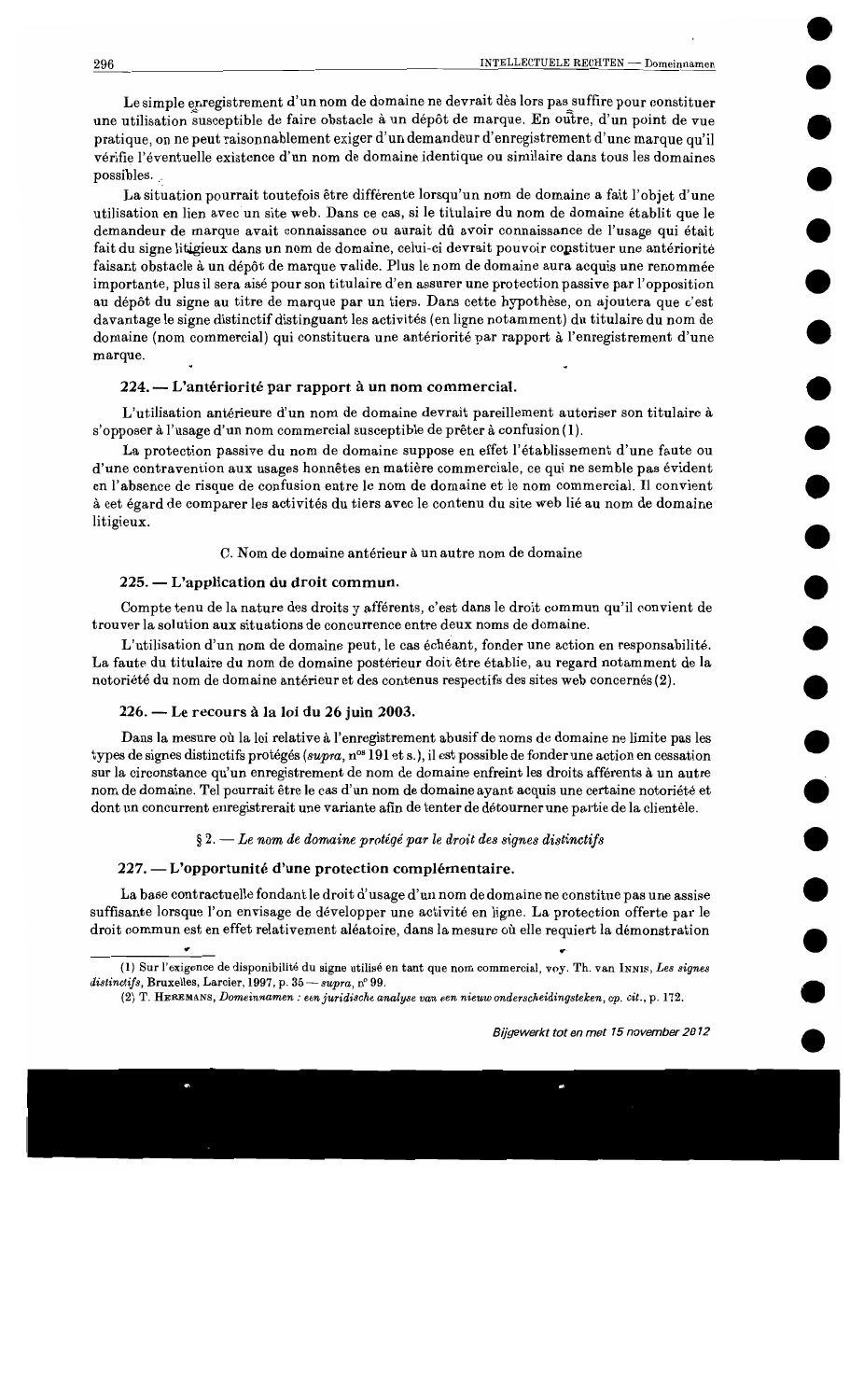Le simple enregistrement d'un nom de domaine ne devrait dès lors pas suffire pour constituer une utilisation susceptible de faire obstacle à un dépôt de marque. En outre, d'un point de vue pratique, on ne peut raisonnablement exiger d'un demandeur d'enregistrement d'une marque qu'il vérifie l'éventuelle existence d'un nom de domaine identique ou similaire dans tous les domaines possibles.

La situation pourrait toutefois être différente lorsqu'un nom de domaine a fait l'objet d'une utilisation en lien avec un site web. Dans ce cas, si le titulaire du nom de domaine établit que le demandeur de marque avait connaissance ou aurait dû avoir connaissance de l'usage qui était fait du signe litigieux dans un nom de domaine, celui-ci devrait pouvoir constituer une antériorité faisant obstacle à un dépôt de marque valide. Plus le nom de domaine aura acquis une renommée importante, plus il sera aisé pour son titulaire d'en assurer une protection passive par l'opposition au dépôt du signe au titre de marque par un tiers. Dans cette hypothèse, on ajoutera que c'est davantage le signe distinctif distinguant les activités (en ligne notamment) du titulaire du nom de domaine (nom commercial) qui constituera une antériorité par rapport à l'enregistrement d'une marque.

### 224. — L'antériorité par rapport à un nom commercial.

L'utilisation antérieure d'un nom de domaine devrait pareillement autoriser son titulaire à s'opposer à l'usage d'un nom commercial susceptible de prêter à confusion (1).

La protection passive du nom de domaine suppose en effet l'établissement d'une faute ou d'une contravention aux usages honnêtes en matière commerciale, ce qui ne semble pas évident en l'absence de risque de confusion entre le nom de domaine et le nom commercial. Il convient à cet égard de comparer les activités du tiers avec le contenu du site web lié au nom de domaine litigieux.

C. Nom de domaine antérieur à un autre nom de domaine

### 225. — L'application du droit commun.

Compte tenu de la nature des droits y afférents, c'est dans le droit commun qu'il convient de trouver la solution aux situations de concurrence entre deux noms de domaine.

L'utilisation d'un nom de domaine peut, le cas échéant, fonder une action en responsabilité. La faute du titulaire du nom de domaine postérieur doit être établie, au regard notamment de la notoriété du nom de domaine antérieur et des contenus respectifs des sites web concernés (2).

### 226. — Le recours à la loi du 26 juin 2003.

Dans la mesure où la loi relative à l'enregistrement abusif de noms de domaine ne limite pas les types de signes distinctifs protégés (*supra*, nos 191 et s.), il est possible de fonder une action en cessation sur la circonstance qu'un enregistrement de nom de domaine enfreint les droits afférents à un autre nom de domaine. Tel pourrait être le cas d'un nom de domaine ayant acquis une certaine notoriété et dont un concurrent enregistrerait une variante afin de tenter de détourner une partie de la clientèle.

*§ 2. — Le nom de domaine protégé par le droit des signes distinctifs*

### 227. — L'opportunité d'une protection complémentaire.

La base contractuelle fondant le droit d'usage d'un nom de domaine ne constitue pas une assise suffisante lorsque l'on envisage de développer une activité en ligne. La protection offerte par le droit commun est en effet relativement aléatoire, dans la mesure où elle requiert la démonstration

---

(1) Sur l'exigence de disponibilité du signe utilisé en tant que nom commercial, voy. Th. van Innis, *Les signes distinctifs*, Bruxelles, Larcier, 1997, p. 35 — *supra*, n° 99.

(2) T. Heremans, *Domeinnamen : een juridische analyse van een nieuw onderscheidingsteken*, *op. cit.*, p. 172.

*Bijgewerkt tot en met 15 november 2012*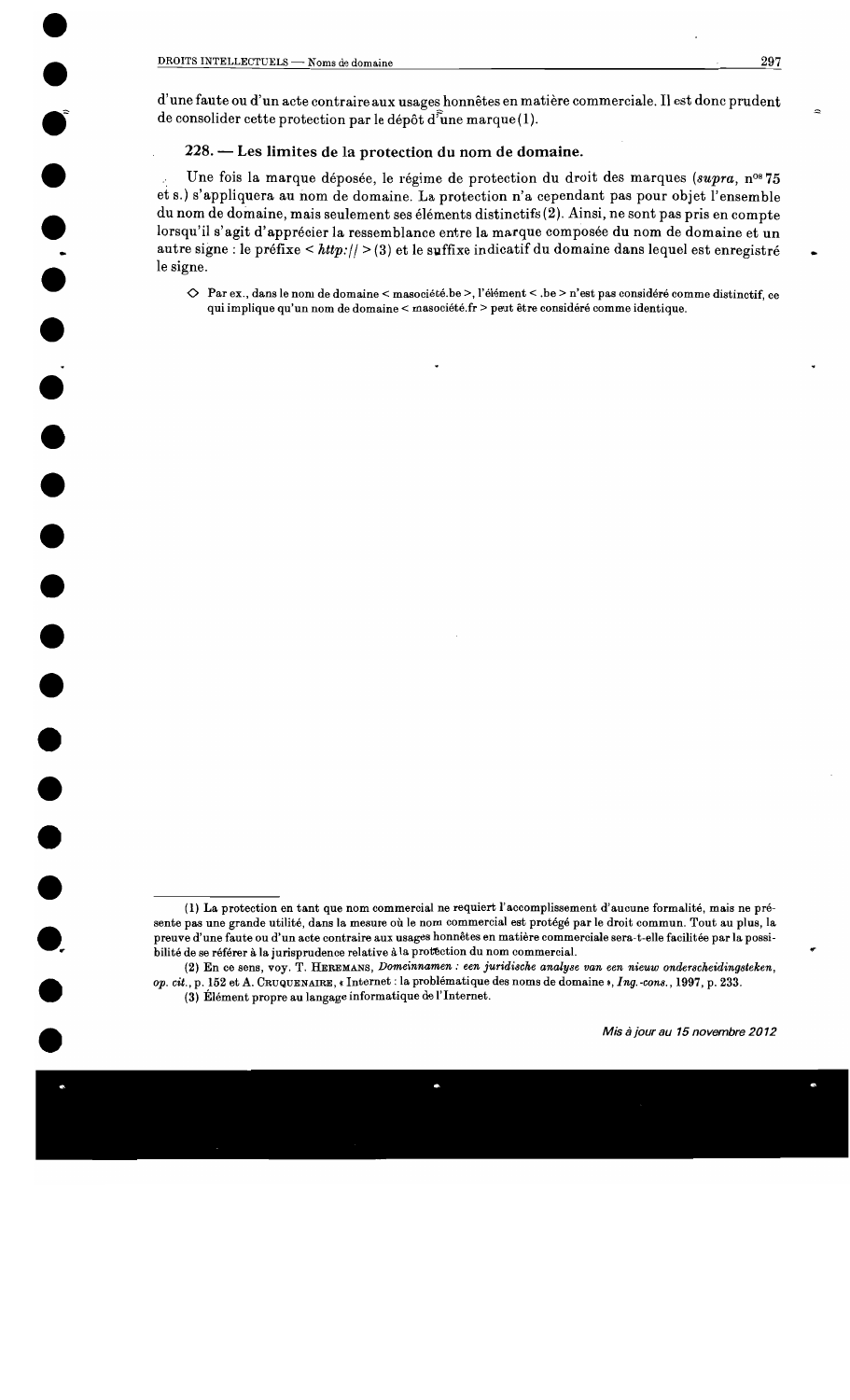d'une faute ou d'un acte contraire aux usages honnêtes en matière commerciale. Il est donc prudent de consolider cette protection par le dépôt d'une marque(1).

### 228. — Les limites de la protection du nom de domaine.

Une fois la marque déposée, le régime de protection du droit des marques (*supra*, n$^{os}$ 75 et s.) s'appliquera au nom de domaine. La protection n'a cependant pas pour objet l'ensemble du nom de domaine, mais seulement ses éléments distinctifs (2). Ainsi, ne sont pas pris en compte lorsqu'il s'agit d'apprécier la ressemblance entre la marque composée du nom de domaine et un autre signe : le préfixe < ***http://*** > (3) et le suffixe indicatif du domaine dans lequel est enregistré le signe.

◇ Par ex., dans le nom de domaine < masociété.be >, l'élément < .be > n'est pas considéré comme distinctif, ce qui implique qu'un nom de domaine < masociété.fr > peut être considéré comme identique.

---

(1) La protection en tant que nom commercial ne requiert l'accomplissement d'aucune formalité, mais ne présente pas une grande utilité, dans la mesure où le nom commercial est protégé par le droit commun. Tout au plus, la preuve d'une faute ou d'un acte contraire aux usages honnêtes en matière commerciale sera-t-elle facilitée par la possibilité de se référer à la jurisprudence relative à la protection du nom commercial.

(2) En ce sens, voy. T. HEREMANS, *Domeinnamen : een juridische analyse van een nieuw onderscheidingsteken*, *op. cit.*, p. 152 et A. CRUQUENAIRE, « Internet : la problématique des noms de domaine », *Ing.-cons.*, 1997, p. 233.

(3) Élément propre au langage informatique de l'Internet.

*Mis à jour au 15 novembre 2012*